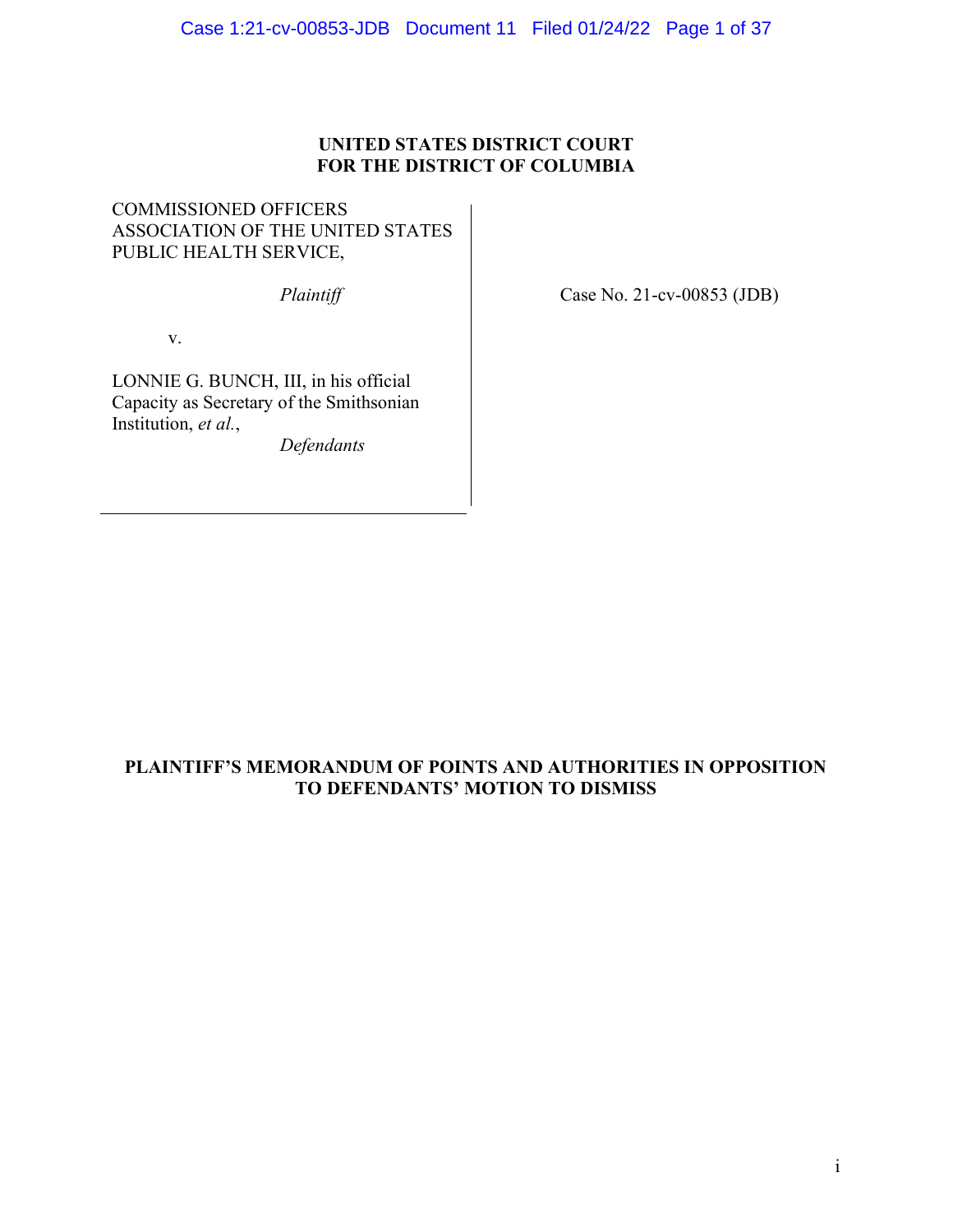**UNITED STATES DISTRICT COURT**
**FOR THE DISTRICT OF COLUMBIA**

COMMISSIONED OFFICERS ASSOCIATION OF THE UNITED STATES PUBLIC HEALTH SERVICE,

*Plaintiff*

v.

LONNIE G. BUNCH, III, in his official Capacity as Secretary of the Smithsonian Institution, *et al.*,

*Defendants*

Case No. 21-cv-00853 (JDB)

**PLAINTIFF'S MEMORANDUM OF POINTS AND AUTHORITIES IN OPPOSITION TO DEFENDANTS' MOTION TO DISMISS**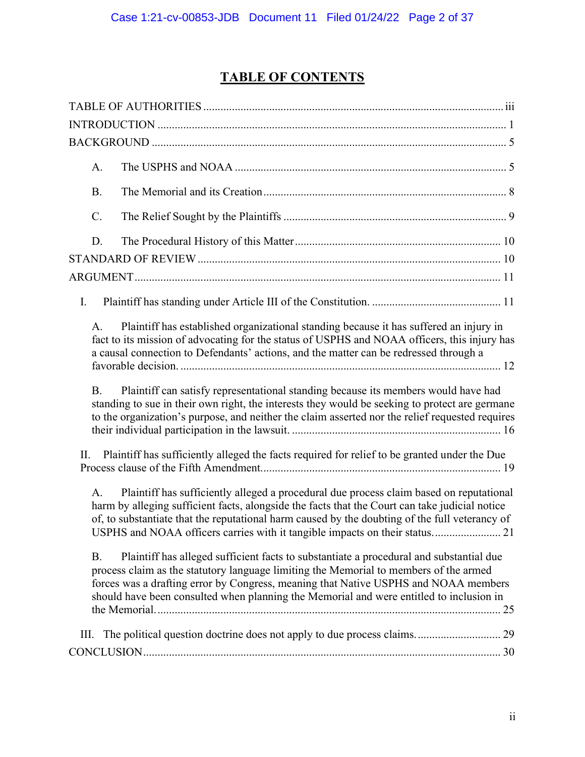# TABLE OF CONTENTS

TABLE OF AUTHORITIES ........................................................................................................ iii

INTRODUCTION ........................................................................................................................ 1

BACKGROUND .......................................................................................................................... 5

A. The USPHS and NOAA ............................................................................................... 5

B. The Memorial and its Creation .................................................................................... 8

C. The Relief Sought by the Plaintiffs ............................................................................. 9

D. The Procedural History of this Matter ....................................................................... 10

STANDARD OF REVIEW ......................................................................................................... 10

ARGUMENT ............................................................................................................................... 11

I. Plaintiff has standing under Article III of the Constitution. ............................................. 11

A. Plaintiff has established organizational standing because it has suffered an injury in fact to its mission of advocating for the status of USPHS and NOAA officers, this injury has a causal connection to Defendants' actions, and the matter can be redressed through a favorable decision. .............................................................................................................. 12

B. Plaintiff can satisfy representational standing because its members would have had standing to sue in their own right, the interests they would be seeking to protect are germane to the organization's purpose, and neither the claim asserted nor the relief requested requires their individual participation in the lawsuit. ........................................................................ 16

II. Plaintiff has sufficiently alleged the facts required for relief to be granted under the Due Process clause of the Fifth Amendment................................................................................... 19

A. Plaintiff has sufficiently alleged a procedural due process claim based on reputational harm by alleging sufficient facts, alongside the facts that the Court can take judicial notice of, to substantiate that the reputational harm caused by the doubting of the full veterancy of USPHS and NOAA officers carries with it tangible impacts on their status....................... 21

B. Plaintiff has alleged sufficient facts to substantiate a procedural and substantial due process claim as the statutory language limiting the Memorial to members of the armed forces was a drafting error by Congress, meaning that Native USPHS and NOAA members should have been consulted when planning the Memorial and were entitled to inclusion in the Memorial...................................................................................................................... 25

III. The political question doctrine does not apply to due process claims............................. 29

CONCLUSION............................................................................................................................ 30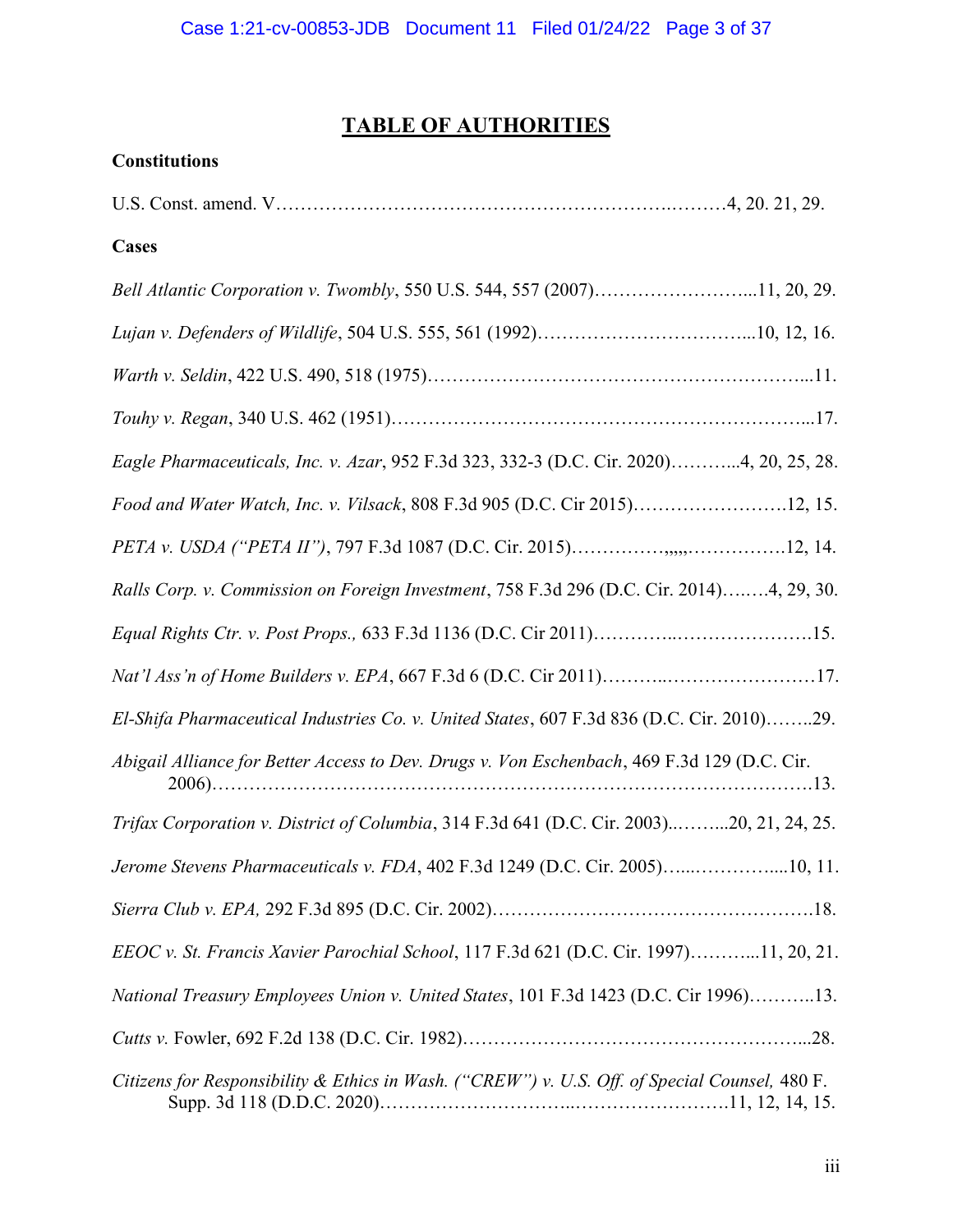# TABLE OF AUTHORITIES

**Constitutions**

U.S. Const. amend. V………………………………………………………….………4, 20. 21, 29.

**Cases**

*Bell Atlantic Corporation v. Twombly*, 550 U.S. 544, 557 (2007)……………….……...11, 20, 29.

*Lujan v. Defenders of Wildlife*, 504 U.S. 555, 561 (1992)……………………………...10, 12, 16.

*Warth v. Seldin*, 422 U.S. 490, 518 (1975)…………………………………………….………...11.

*Touhy v. Regan*, 340 U.S. 462 (1951)……………………………………………………...17.

*Eagle Pharmaceuticals, Inc. v. Azar*, 952 F.3d 323, 332-3 (D.C. Cir. 2020)………...4, 20, 25, 28.

*Food and Water Watch, Inc. v. Vilsack*, 808 F.3d 905 (D.C Cir 2015)…………………….12, 15.

*PETA v. USDA ("PETA II")*, 797 F.3d 1087 (D.C. Cir. 2015)……………,,,,,…………….12, 14.

*Ralls Corp. v. Commission on Foreign Investment*, 758 F.3d 296 (D.C. Cir. 2014)….….4, 29, 30.

*Equal Rights Ctr. v. Post Props.,* 633 F.3d 1136 (D.C. Cir 2011)…………..………………….15.

*Nat'l Ass'n of Home Builders v. EPA*, 667 F.3d 6 (D.C. Cir 2011)………..……………………17.

*El-Shifa Pharmaceutical Industries Co. v. United States*, 607 F.3d 836 (D.C. Cir. 2010)……..29.

*Abigail Alliance for Better Access to Dev. Drugs v. Von Eschenbach*, 469 F.3d 129 (D.C. Cir. 2006)…………………………………………………………………………………….13.

*Trifax Corporation v. District of Columbia*, 314 F.3d 641 (D.C. Cir. 2003)..……...20, 21, 24, 25.

*Jerome Stevens Pharmaceuticals v. FDA*, 402 F.3d 1249 (D.C. Cir. 2005)…...…………....10, 11.

*Sierra Club v. EPA,* 292 F.3d 895 (D.C. Cir. 2002)…………………………………………….18.

*EEOC v. St. Francis Xavier Parochial School*, 117 F.3d 621 (D.C. Cir. 1997)………...11, 20, 21.

*National Treasury Employees Union v. United States*, 101 F.3d 1423 (D.C. Cir 1996)………..13.

*Cutts v.* Fowler, 692 F.2d 138 (D.C. Cir. 1982)………………………………………………...28.

*Citizens for Responsibility & Ethics in Wash. ("CREW") v. U.S. Off. of Special Counsel,* 480 F. Supp. 3d 118 (D.D.C. 2020)…………………………..…………………….11, 12, 14, 15.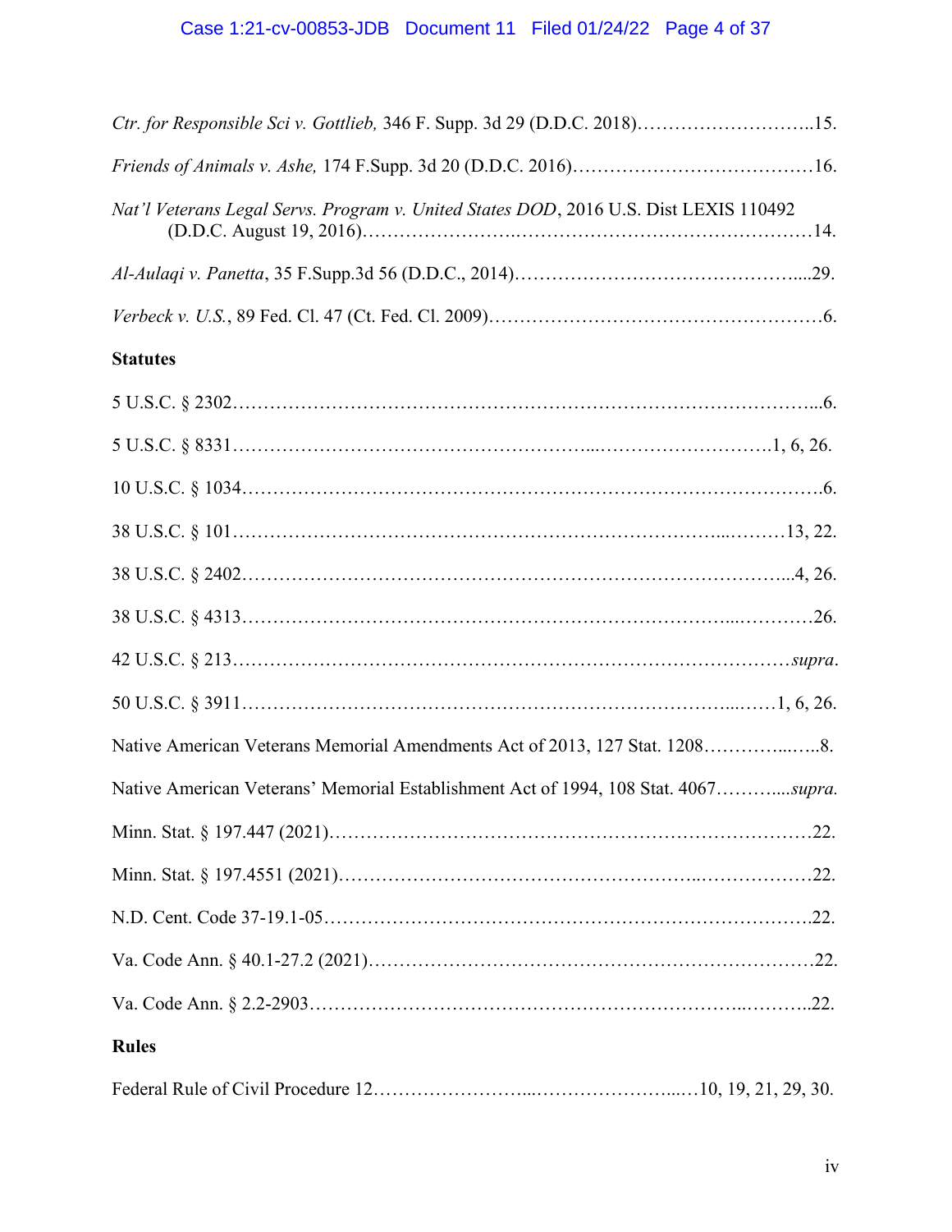*Ctr. for Responsible Sci v. Gottlieb,* 346 F. Supp. 3d 29 (D.D.C. 2018)………………………..15.

*Friends of Animals v. Ashe,* 174 F.Supp. 3d 20 (D.D.C. 2016)…………………………………16.

*Nat'l Veterans Legal Servs. Program v. United States DOD*, 2016 U.S. Dist LEXIS 110492 (D.D.C. August 19, 2016)…………………….…………………………………………14.

*Al-Aulaqi v. Panetta*, 35 F.Supp.3d 56 (D.D.C., 2014)………….……………………………....29.

*Verbeck v. U.S.*, 89 Fed. Cl. 47 (Ct. Fed. Cl. 2009)………………………………………………6.

**Statutes**

5 U.S.C. § 2302……………………………………………………………………………………...6.

5 U.S.C. § 8331…………………………………………………...……………………….1, 6, 26.

10 U.S.C. § 1034……………………………………………………………………………………6.

38 U.S.C. § 101……………………………………………………………………...………13, 22.

38 U.S.C. § 2402…………………………………………………………………………...4, 26.

38 U.S.C. § 4313…………………………………………………………………...…………26.

42 U.S.C. § 213……………………………………………………………………………*supra*.

50 U.S.C. § 3911…………………………………………………………………...……1, 6, 26.

Native American Veterans Memorial Amendments Act of 2013, 127 Stat. 1208…………...…..8.

Native American Veterans' Memorial Establishment Act of 1994, 108 Stat. 4067……….....*supra.*

Minn. Stat. § 197.447 (2021)…………………………………………………………………22.

Minn. Stat. § 197.4551 (2021)……………………………………………..………………22.

N.D. Cent. Code 37-19.1-05……………………………………………………………………..22.

Va. Code Ann. § 40.1-27.2 (2021)…………………………………………………………………22.

Va. Code Ann. § 2.2-2903……………………………………………………………..………..22.

**Rules**

Federal Rule of Civil Procedure 12……………………...……………………...…10, 19, 21, 29, 30.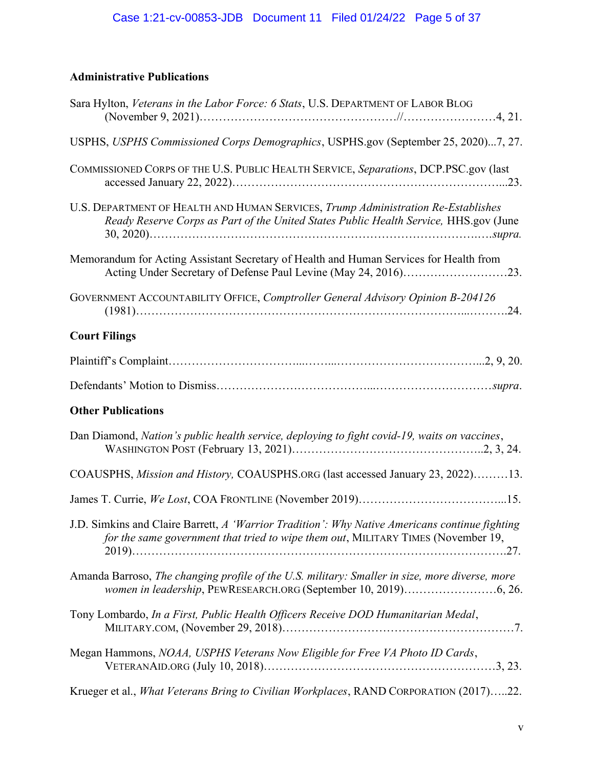**Administrative Publications**

Sara Hylton, *Veterans in the Labor Force: 6 Stats*, U.S. DEPARTMENT OF LABOR BLOG (November 9, 2021)……………………………………………//……………………4, 21.

USPHS, *USPHS Commissioned Corps Demographics*, USPHS.gov (September 25, 2020)...7, 27.

COMMISSIONED CORPS OF THE U.S. PUBLIC HEALTH SERVICE, *Separations*, DCP.PSC.gov (last accessed January 22, 2022)…………………………………………………………...23.

U.S. DEPARTMENT OF HEALTH AND HUMAN SERVICES, *Trump Administration Re-Establishes Ready Reserve Corps as Part of the United States Public Health Service,* HHS.gov (June 30, 2020)……………………………………………………………………………..….*supra.*

Memorandum for Acting Assistant Secretary of Health and Human Services for Health from Acting Under Secretary of Defense Paul Levine (May 24, 2016)………………………23.

GOVERNMENT ACCOUNTABILITY OFFICE, *Comptroller General Advisory Opinion B-204126* (1981)………………………………………………………………………...……….24.

**Court Filings**

Plaintiff's Complaint…………………………...……...………………………………...2, 9, 20.

Defendants' Motion to Dismiss………………………………...…………………………*supra*.

**Other Publications**

Dan Diamond, *Nation's public health service, deploying to fight covid-19, waits on vaccines*, WASHINGTON POST (February 13, 2021)…………………………………………..2, 3, 24.

COAUSPHS, *Mission and History,* COAUSPHS.ORG (last accessed January 23, 2022)………13.

James T. Currie, *We Lost*, COA FRONTLINE (November 2019)………………………………...15.

J.D. Simkins and Claire Barrett, *A 'Warrior Tradition': Why Native Americans continue fighting for the same government that tried to wipe them out*, MILITARY TIMES (November 19, 2019)……………………………………………………………………………….27.

Amanda Barroso, *The changing profile of the U.S. military: Smaller in size, more diverse, more women in leadership*, PEWRESEARCH.ORG (September 10, 2019)……………………6, 26.

Tony Lombardo, *In a First, Public Health Officers Receive DOD Humanitarian Medal*, MILITARY.COM, (November 29, 2018)……………………………………………………7.

Megan Hammons, *NOAA, USPHS Veterans Now Eligible for Free VA Photo ID Cards*, VETERANAID.ORG (July 10, 2018)…………………………………………………3, 23.

Krueger et al., *What Veterans Bring to Civilian Workplaces*, RAND CORPORATION (2017)…..22.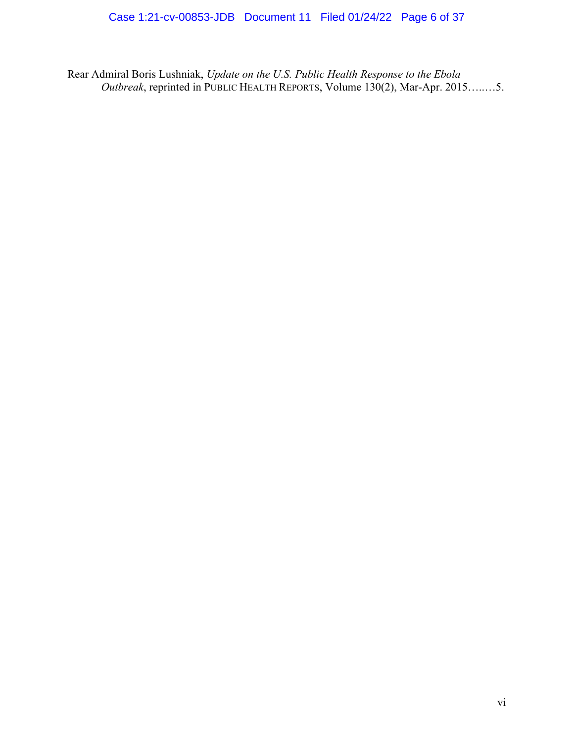Rear Admiral Boris Lushniak, *Update on the U.S. Public Health Response to the Ebola Outbreak*, reprinted in PUBLIC HEALTH REPORTS, Volume 130(2), Mar-Apr. 2015…..…5.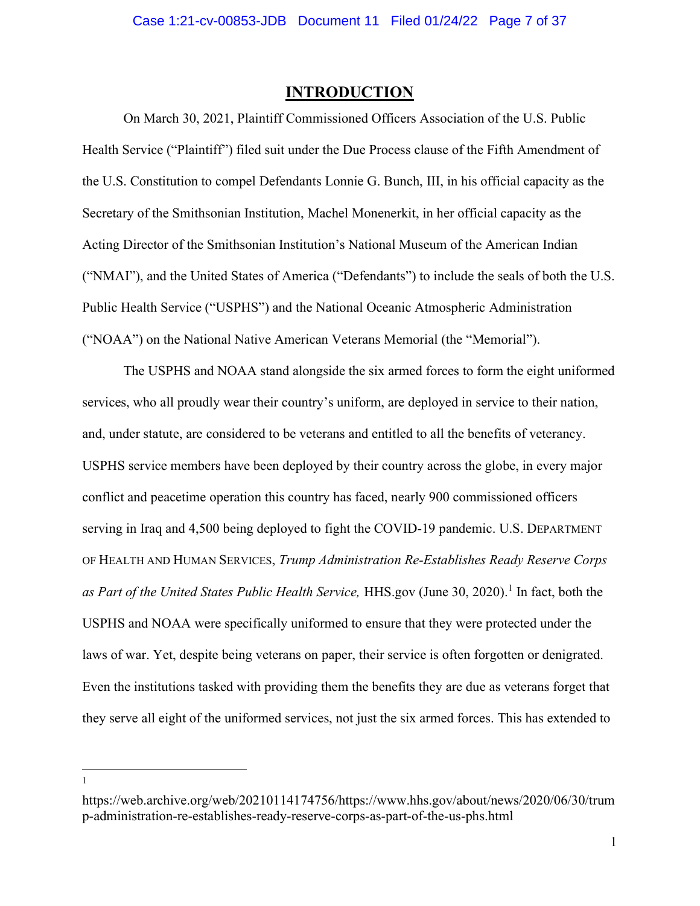## INTRODUCTION

On March 30, 2021, Plaintiff Commissioned Officers Association of the U.S. Public Health Service ("Plaintiff") filed suit under the Due Process clause of the Fifth Amendment of the U.S. Constitution to compel Defendants Lonnie G. Bunch, III, in his official capacity as the Secretary of the Smithsonian Institution, Machel Monenerkit, in her official capacity as the Acting Director of the Smithsonian Institution's National Museum of the American Indian ("NMAI"), and the United States of America ("Defendants") to include the seals of both the U.S. Public Health Service ("USPHS") and the National Oceanic Atmospheric Administration ("NOAA") on the National Native American Veterans Memorial (the "Memorial").

The USPHS and NOAA stand alongside the six armed forces to form the eight uniformed services, who all proudly wear their country's uniform, are deployed in service to their nation, and, under statute, are considered to be veterans and entitled to all the benefits of veterancy. USPHS service members have been deployed by their country across the globe, in every major conflict and peacetime operation this country has faced, nearly 900 commissioned officers serving in Iraq and 4,500 being deployed to fight the COVID-19 pandemic. U.S. DEPARTMENT OF HEALTH AND HUMAN SERVICES, *Trump Administration Re-Establishes Ready Reserve Corps as Part of the United States Public Health Service,* HHS.gov (June 30, 2020).[1] In fact, both the USPHS and NOAA were specifically uniformed to ensure that they were protected under the laws of war. Yet, despite being veterans on paper, their service is often forgotten or denigrated. Even the institutions tasked with providing them the benefits they are due as veterans forget that they serve all eight of the uniformed services, not just the six armed forces. This has extended to

---

[1] https://web.archive.org/web/20210114174756/https://www.hhs.gov/about/news/2020/06/30/trump-administration-re-establishes-ready-reserve-corps-as-part-of-the-us-phs.html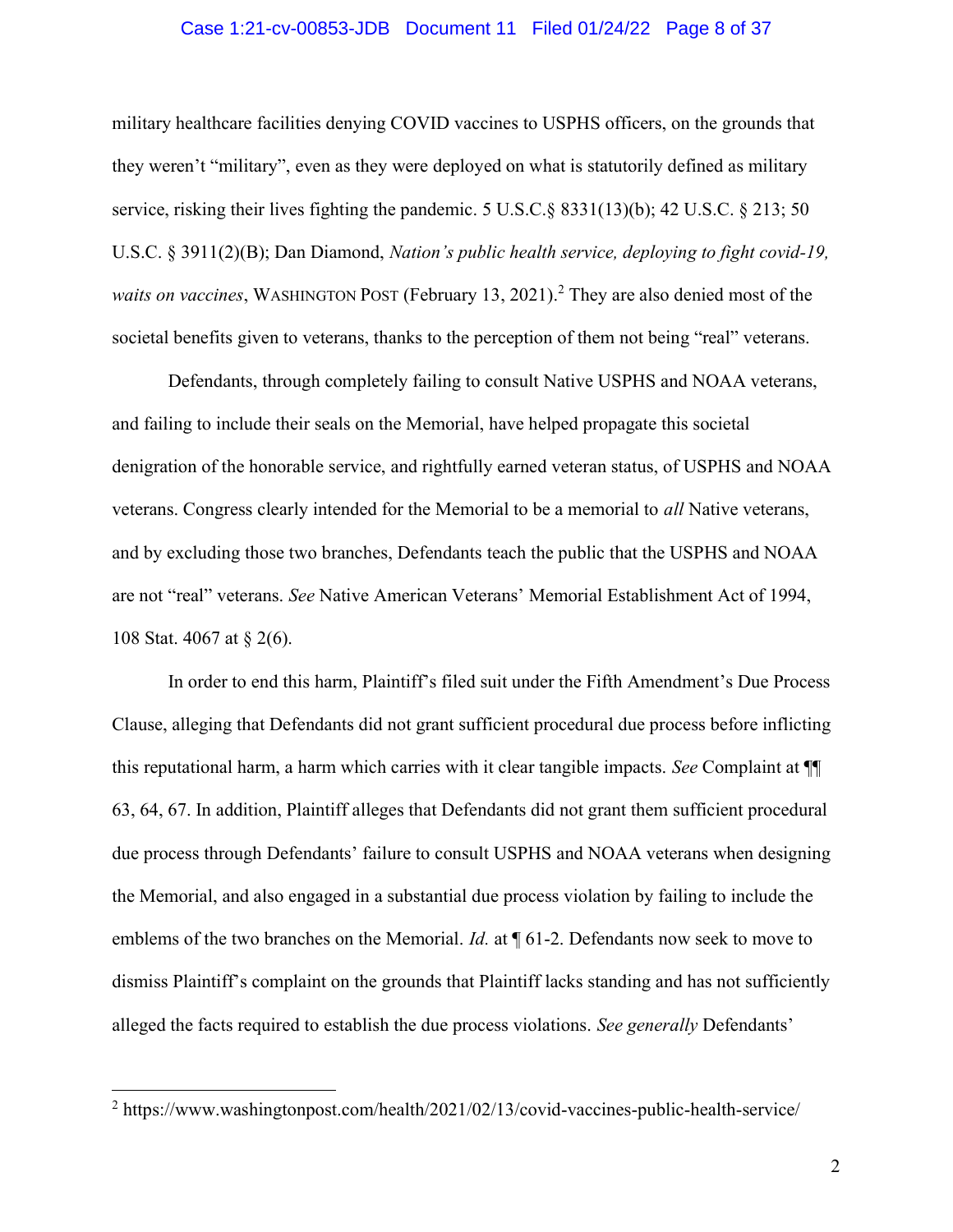military healthcare facilities denying COVID vaccines to USPHS officers, on the grounds that they weren't "military", even as they were deployed on what is statutorily defined as military service, risking their lives fighting the pandemic. 5 U.S.C.§ 8331(13)(b); 42 U.S.C. § 213; 50 U.S.C. § 3911(2)(B); Dan Diamond, *Nation's public health service, deploying to fight covid-19, waits on vaccines*, WASHINGTON POST (February 13, 2021).[2] They are also denied most of the societal benefits given to veterans, thanks to the perception of them not being "real" veterans.

Defendants, through completely failing to consult Native USPHS and NOAA veterans, and failing to include their seals on the Memorial, have helped propagate this societal denigration of the honorable service, and rightfully earned veteran status, of USPHS and NOAA veterans. Congress clearly intended for the Memorial to be a memorial to *all* Native veterans, and by excluding those two branches, Defendants teach the public that the USPHS and NOAA are not "real" veterans. *See* Native American Veterans' Memorial Establishment Act of 1994, 108 Stat. 4067 at § 2(6).

In order to end this harm, Plaintiff's filed suit under the Fifth Amendment's Due Process Clause, alleging that Defendants did not grant sufficient procedural due process before inflicting this reputational harm, a harm which carries with it clear tangible impacts. *See* Complaint at ¶¶ 63, 64, 67. In addition, Plaintiff alleges that Defendants did not grant them sufficient procedural due process through Defendants' failure to consult USPHS and NOAA veterans when designing the Memorial, and also engaged in a substantial due process violation by failing to include the emblems of the two branches on the Memorial. *Id.* at ¶ 61-2. Defendants now seek to move to dismiss Plaintiff's complaint on the grounds that Plaintiff lacks standing and has not sufficiently alleged the facts required to establish the due process violations. *See generally* Defendants'

---

[2] https://www.washingtonpost.com/health/2021/02/13/covid-vaccines-public-health-service/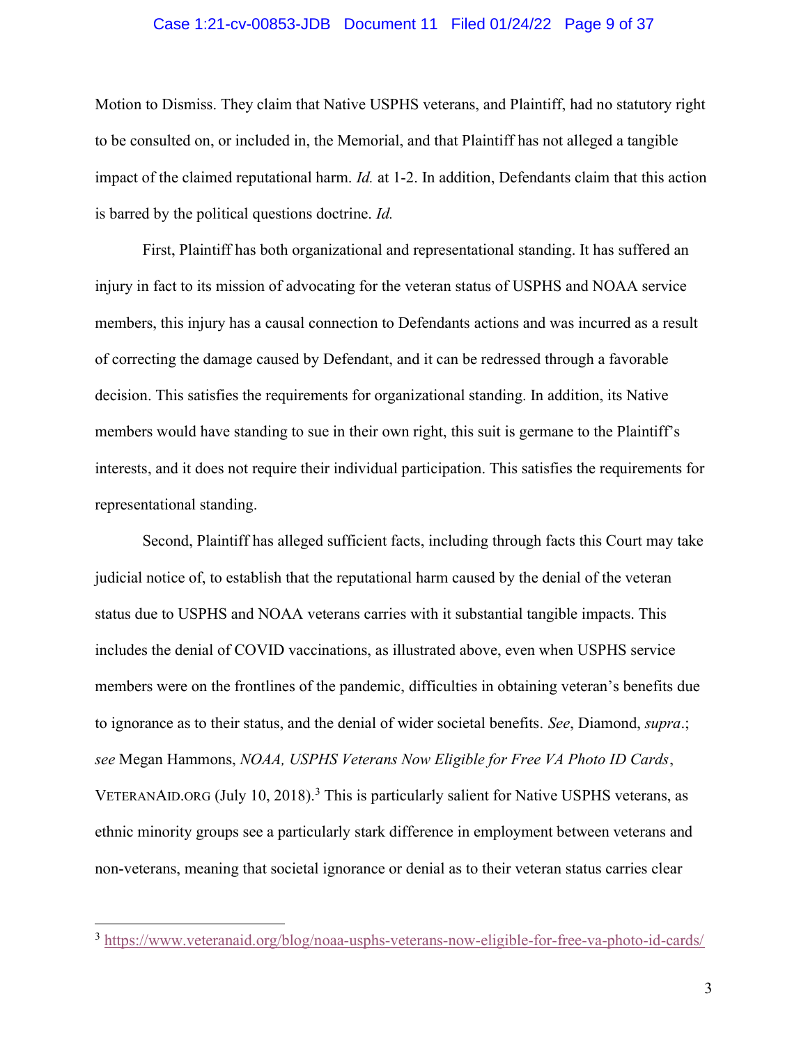Motion to Dismiss. They claim that Native USPHS veterans, and Plaintiff, had no statutory right to be consulted on, or included in, the Memorial, and that Plaintiff has not alleged a tangible impact of the claimed reputational harm. *Id.* at 1-2. In addition, Defendants claim that this action is barred by the political questions doctrine. *Id.*

First, Plaintiff has both organizational and representational standing. It has suffered an injury in fact to its mission of advocating for the veteran status of USPHS and NOAA service members, this injury has a causal connection to Defendants actions and was incurred as a result of correcting the damage caused by Defendant, and it can be redressed through a favorable decision. This satisfies the requirements for organizational standing. In addition, its Native members would have standing to sue in their own right, this suit is germane to the Plaintiff's interests, and it does not require their individual participation. This satisfies the requirements for representational standing.

Second, Plaintiff has alleged sufficient facts, including through facts this Court may take judicial notice of, to establish that the reputational harm caused by the denial of the veteran status due to USPHS and NOAA veterans carries with it substantial tangible impacts. This includes the denial of COVID vaccinations, as illustrated above, even when USPHS service members were on the frontlines of the pandemic, difficulties in obtaining veteran's benefits due to ignorance as to their status, and the denial of wider societal benefits. *See*, Diamond, *supra*.; *see* Megan Hammons, *NOAA, USPHS Veterans Now Eligible for Free VA Photo ID Cards*, VETERANAID.ORG (July 10, 2018).[3] This is particularly salient for Native USPHS veterans, as ethnic minority groups see a particularly stark difference in employment between veterans and non-veterans, meaning that societal ignorance or denial as to their veteran status carries clear

---

[3] https://www.veteranaid.org/blog/noaa-usphs-veterans-now-eligible-for-free-va-photo-id-cards/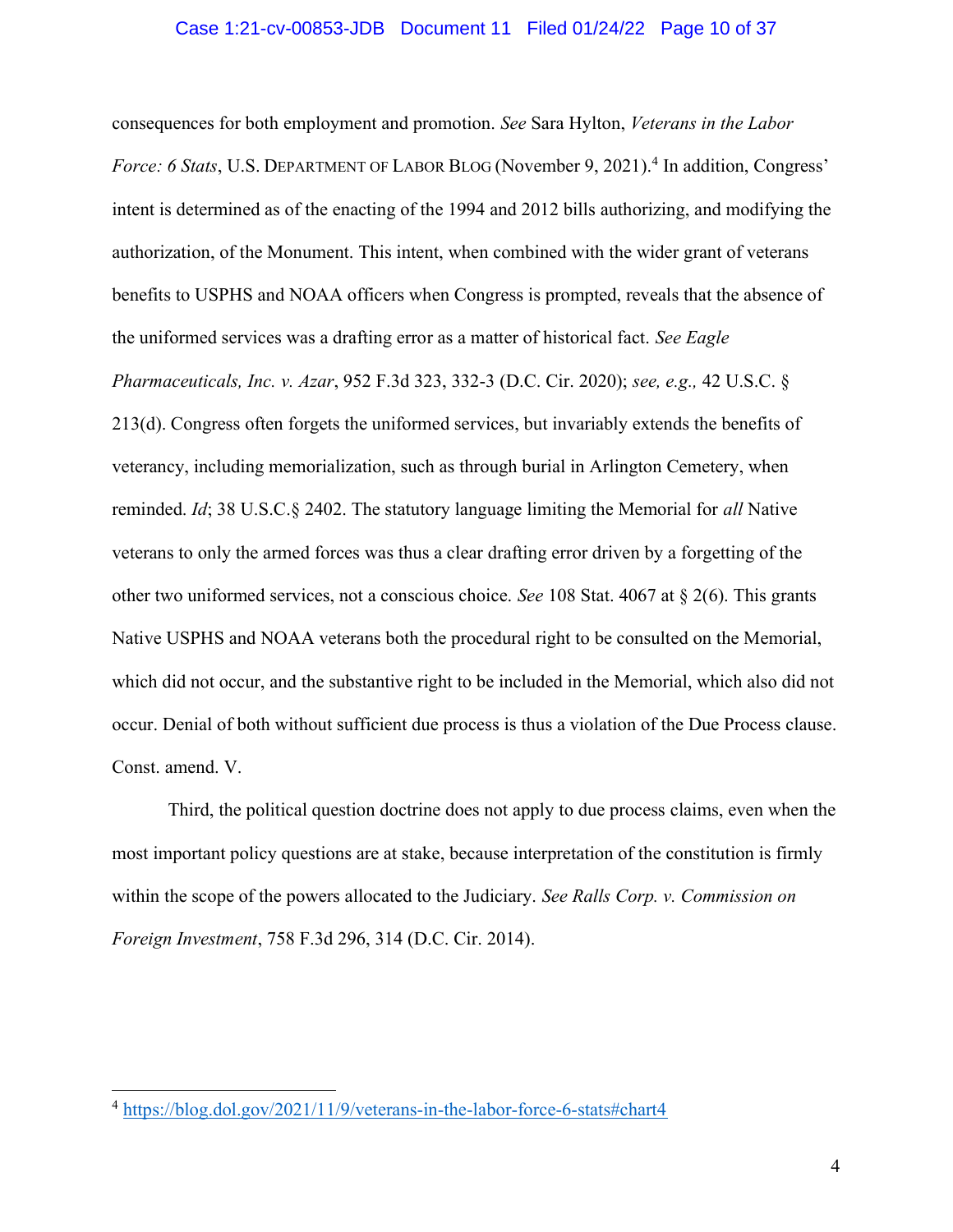consequences for both employment and promotion. *See* Sara Hylton, *Veterans in the Labor Force: 6 Stats*, U.S. DEPARTMENT OF LABOR BLOG (November 9, 2021).[4] In addition, Congress' intent is determined as of the enacting of the 1994 and 2012 bills authorizing, and modifying the authorization, of the Monument. This intent, when combined with the wider grant of veterans benefits to USPHS and NOAA officers when Congress is prompted, reveals that the absence of the uniformed services was a drafting error as a matter of historical fact. *See Eagle Pharmaceuticals, Inc. v. Azar*, 952 F.3d 323, 332-3 (D.C. Cir. 2020); *see, e.g.,* 42 U.S.C. § 213(d). Congress often forgets the uniformed services, but invariably extends the benefits of veterancy, including memorialization, such as through burial in Arlington Cemetery, when reminded. *Id*; 38 U.S.C.§ 2402. The statutory language limiting the Memorial for *all* Native veterans to only the armed forces was thus a clear drafting error driven by a forgetting of the other two uniformed services, not a conscious choice. *See* 108 Stat. 4067 at § 2(6). This grants Native USPHS and NOAA veterans both the procedural right to be consulted on the Memorial, which did not occur, and the substantive right to be included in the Memorial, which also did not occur. Denial of both without sufficient due process is thus a violation of the Due Process clause. Const. amend. V.

Third, the political question doctrine does not apply to due process claims, even when the most important policy questions are at stake, because interpretation of the constitution is firmly within the scope of the powers allocated to the Judiciary. *See Ralls Corp. v. Commission on Foreign Investment*, 758 F.3d 296, 314 (D.C. Cir. 2014).

---

[4] https://blog.dol.gov/2021/11/9/veterans-in-the-labor-force-6-stats#chart4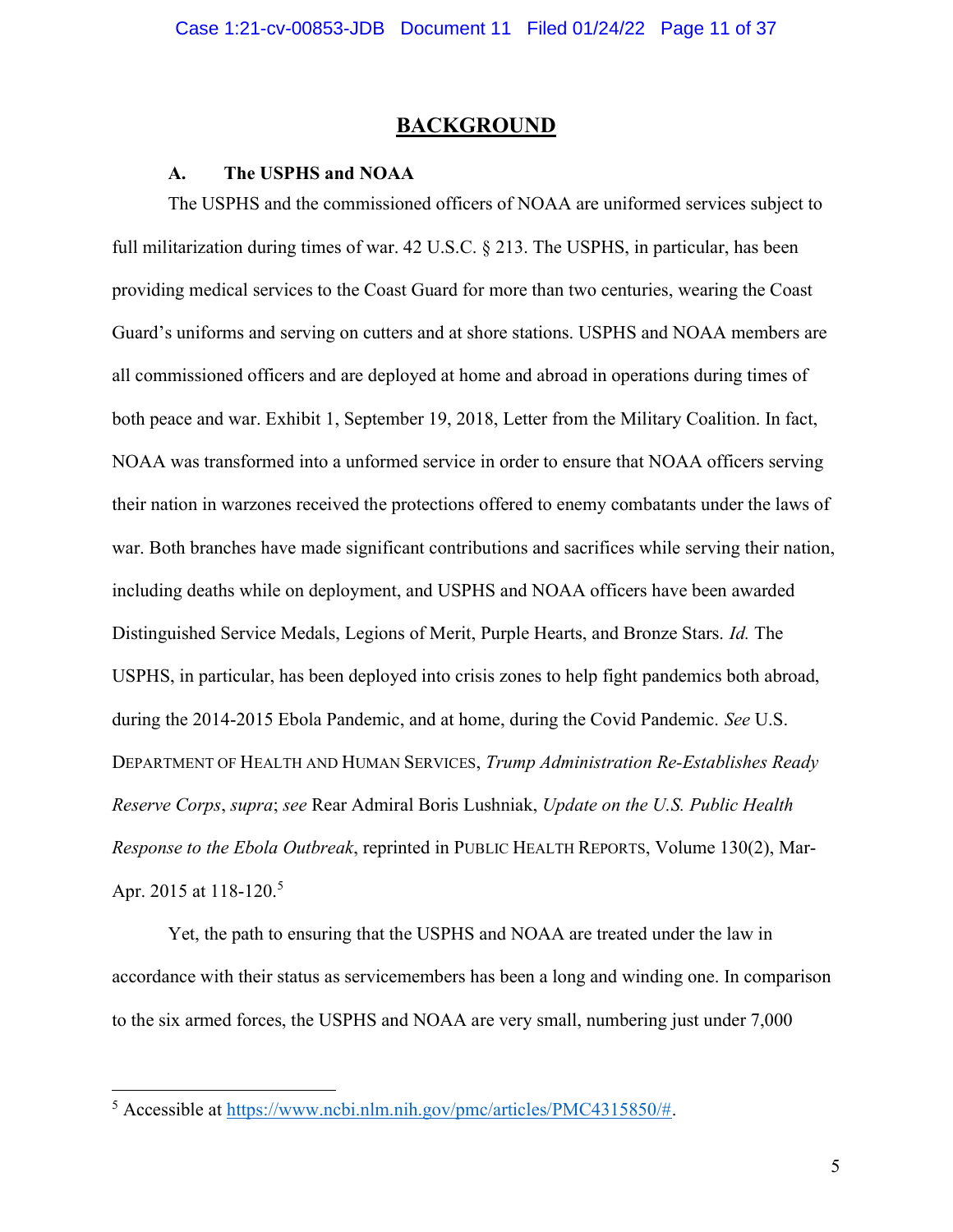## BACKGROUND

### A. The USPHS and NOAA

The USPHS and the commissioned officers of NOAA are uniformed services subject to full militarization during times of war. 42 U.S.C. § 213. The USPHS, in particular, has been providing medical services to the Coast Guard for more than two centuries, wearing the Coast Guard's uniforms and serving on cutters and at shore stations. USPHS and NOAA members are all commissioned officers and are deployed at home and abroad in operations during times of both peace and war. Exhibit 1, September 19, 2018, Letter from the Military Coalition. In fact, NOAA was transformed into a unformed service in order to ensure that NOAA officers serving their nation in warzones received the protections offered to enemy combatants under the laws of war. Both branches have made significant contributions and sacrifices while serving their nation, including deaths while on deployment, and USPHS and NOAA officers have been awarded Distinguished Service Medals, Legions of Merit, Purple Hearts, and Bronze Stars. *Id.* The USPHS, in particular, has been deployed into crisis zones to help fight pandemics both abroad, during the 2014-2015 Ebola Pandemic, and at home, during the Covid Pandemic. *See* U.S. DEPARTMENT OF HEALTH AND HUMAN SERVICES, *Trump Administration Re-Establishes Ready Reserve Corps*, *supra*; *see* Rear Admiral Boris Lushniak, *Update on the U.S. Public Health Response to the Ebola Outbreak*, reprinted in PUBLIC HEALTH REPORTS, Volume 130(2), Mar-Apr. 2015 at 118-120.[5]

Yet, the path to ensuring that the USPHS and NOAA are treated under the law in accordance with their status as servicemembers has been a long and winding one. In comparison to the six armed forces, the USPHS and NOAA are very small, numbering just under 7,000

---

[5] Accessible at https://www.ncbi.nlm.nih.gov/pmc/articles/PMC4315850/#.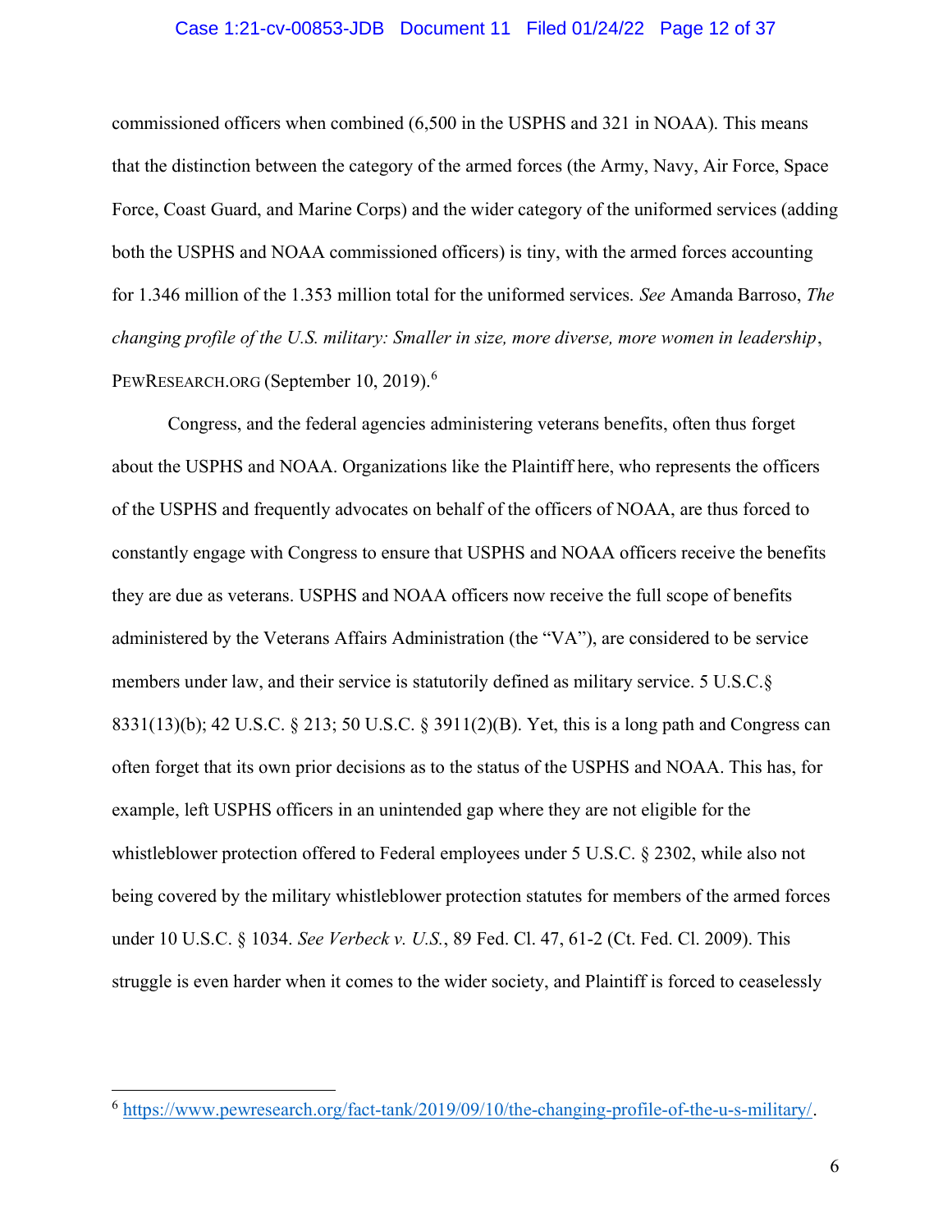commissioned officers when combined (6,500 in the USPHS and 321 in NOAA). This means that the distinction between the category of the armed forces (the Army, Navy, Air Force, Space Force, Coast Guard, and Marine Corps) and the wider category of the uniformed services (adding both the USPHS and NOAA commissioned officers) is tiny, with the armed forces accounting for 1.346 million of the 1.353 million total for the uniformed services. *See* Amanda Barroso, *The changing profile of the U.S. military: Smaller in size, more diverse, more women in leadership*, PEWRESEARCH.ORG (September 10, 2019).[6]

Congress, and the federal agencies administering veterans benefits, often thus forget about the USPHS and NOAA. Organizations like the Plaintiff here, who represents the officers of the USPHS and frequently advocates on behalf of the officers of NOAA, are thus forced to constantly engage with Congress to ensure that USPHS and NOAA officers receive the benefits they are due as veterans. USPHS and NOAA officers now receive the full scope of benefits administered by the Veterans Affairs Administration (the "VA"), are considered to be service members under law, and their service is statutorily defined as military service. 5 U.S.C.§ 8331(13)(b); 42 U.S.C. § 213; 50 U.S.C. § 3911(2)(B). Yet, this is a long path and Congress can often forget that its own prior decisions as to the status of the USPHS and NOAA. This has, for example, left USPHS officers in an unintended gap where they are not eligible for the whistleblower protection offered to Federal employees under 5 U.S.C. § 2302, while also not being covered by the military whistleblower protection statutes for members of the armed forces under 10 U.S.C. § 1034. *See Verbeck v. U.S.*, 89 Fed. Cl. 47, 61-2 (Ct. Fed. Cl. 2009). This struggle is even harder when it comes to the wider society, and Plaintiff is forced to ceaselessly

---

[6] https://www.pewresearch.org/fact-tank/2019/09/10/the-changing-profile-of-the-u-s-military/.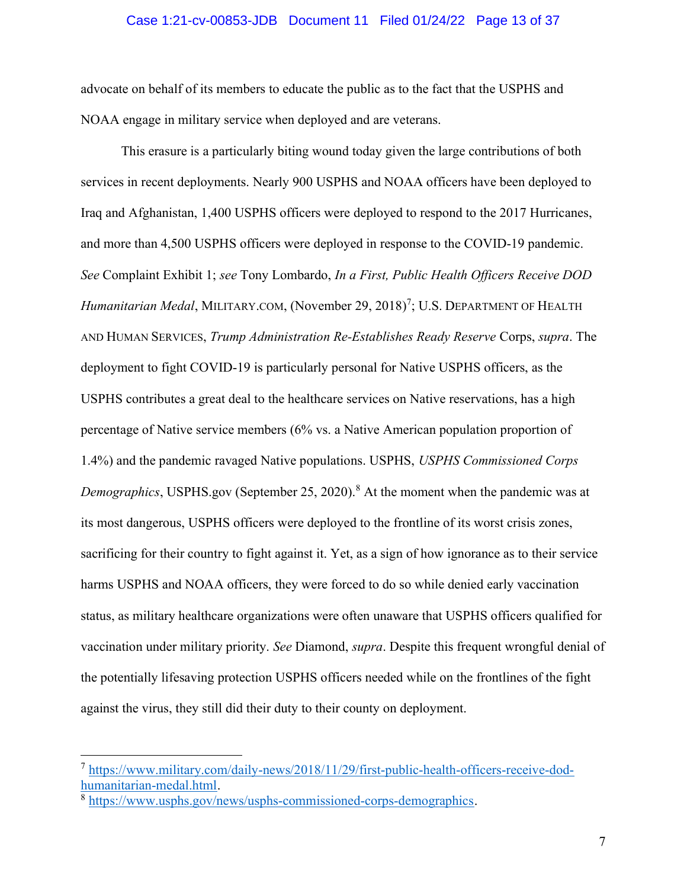advocate on behalf of its members to educate the public as to the fact that the USPHS and NOAA engage in military service when deployed and are veterans.

This erasure is a particularly biting wound today given the large contributions of both services in recent deployments. Nearly 900 USPHS and NOAA officers have been deployed to Iraq and Afghanistan, 1,400 USPHS officers were deployed to respond to the 2017 Hurricanes, and more than 4,500 USPHS officers were deployed in response to the COVID-19 pandemic. *See* Complaint Exhibit 1; *see* Tony Lombardo, *In a First, Public Health Officers Receive DOD Humanitarian Medal*, MILITARY.COM, (November 29, 2018)[7]; U.S. DEPARTMENT OF HEALTH AND HUMAN SERVICES, *Trump Administration Re-Establishes Ready Reserve* Corps, *supra*. The deployment to fight COVID-19 is particularly personal for Native USPHS officers, as the USPHS contributes a great deal to the healthcare services on Native reservations, has a high percentage of Native service members (6% vs. a Native American population proportion of 1.4%) and the pandemic ravaged Native populations. USPHS, *USPHS Commissioned Corps Demographics*, USPHS.gov (September 25, 2020).[8] At the moment when the pandemic was at its most dangerous, USPHS officers were deployed to the frontline of its worst crisis zones, sacrificing for their country to fight against it. Yet, as a sign of how ignorance as to their service harms USPHS and NOAA officers, they were forced to do so while denied early vaccination status, as military healthcare organizations were often unaware that USPHS officers qualified for vaccination under military priority. *See* Diamond, *supra*. Despite this frequent wrongful denial of the potentially lifesaving protection USPHS officers needed while on the frontlines of the fight against the virus, they still did their duty to their county on deployment.

---

[7] https://www.military.com/daily-news/2018/11/29/first-public-health-officers-receive-dod-humanitarian-medal.html.

[8] https://www.usphs.gov/news/usphs-commissioned-corps-demographics.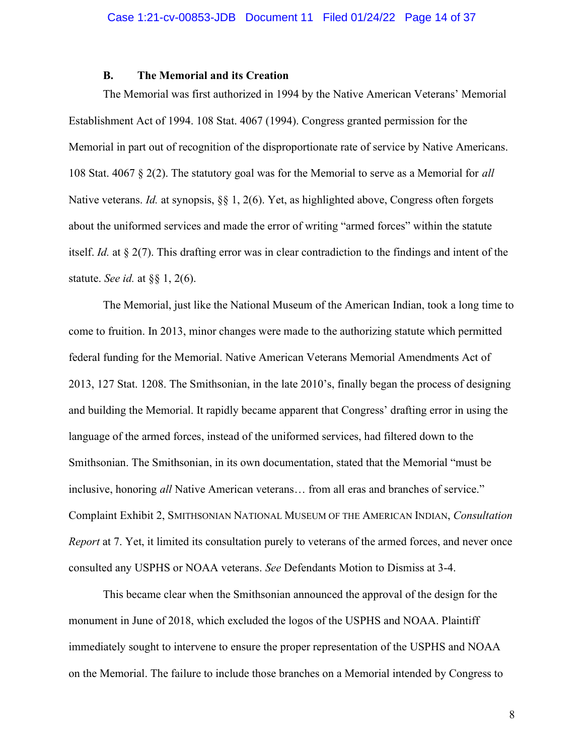### B. The Memorial and its Creation

The Memorial was first authorized in 1994 by the Native American Veterans' Memorial Establishment Act of 1994. 108 Stat. 4067 (1994). Congress granted permission for the Memorial in part out of recognition of the disproportionate rate of service by Native Americans. 108 Stat. 4067 § 2(2). The statutory goal was for the Memorial to serve as a Memorial for *all* Native veterans. *Id.* at synopsis, §§ 1, 2(6). Yet, as highlighted above, Congress often forgets about the uniformed services and made the error of writing "armed forces" within the statute itself. *Id.* at § 2(7). This drafting error was in clear contradiction to the findings and intent of the statute. *See id.* at §§ 1, 2(6).

The Memorial, just like the National Museum of the American Indian, took a long time to come to fruition. In 2013, minor changes were made to the authorizing statute which permitted federal funding for the Memorial. Native American Veterans Memorial Amendments Act of 2013, 127 Stat. 1208. The Smithsonian, in the late 2010's, finally began the process of designing and building the Memorial. It rapidly became apparent that Congress' drafting error in using the language of the armed forces, instead of the uniformed services, had filtered down to the Smithsonian. The Smithsonian, in its own documentation, stated that the Memorial "must be inclusive, honoring *all* Native American veterans… from all eras and branches of service." Complaint Exhibit 2, SMITHSONIAN NATIONAL MUSEUM OF THE AMERICAN INDIAN, *Consultation Report* at 7. Yet, it limited its consultation purely to veterans of the armed forces, and never once consulted any USPHS or NOAA veterans. *See* Defendants Motion to Dismiss at 3-4.

This became clear when the Smithsonian announced the approval of the design for the monument in June of 2018, which excluded the logos of the USPHS and NOAA. Plaintiff immediately sought to intervene to ensure the proper representation of the USPHS and NOAA on the Memorial. The failure to include those branches on a Memorial intended by Congress to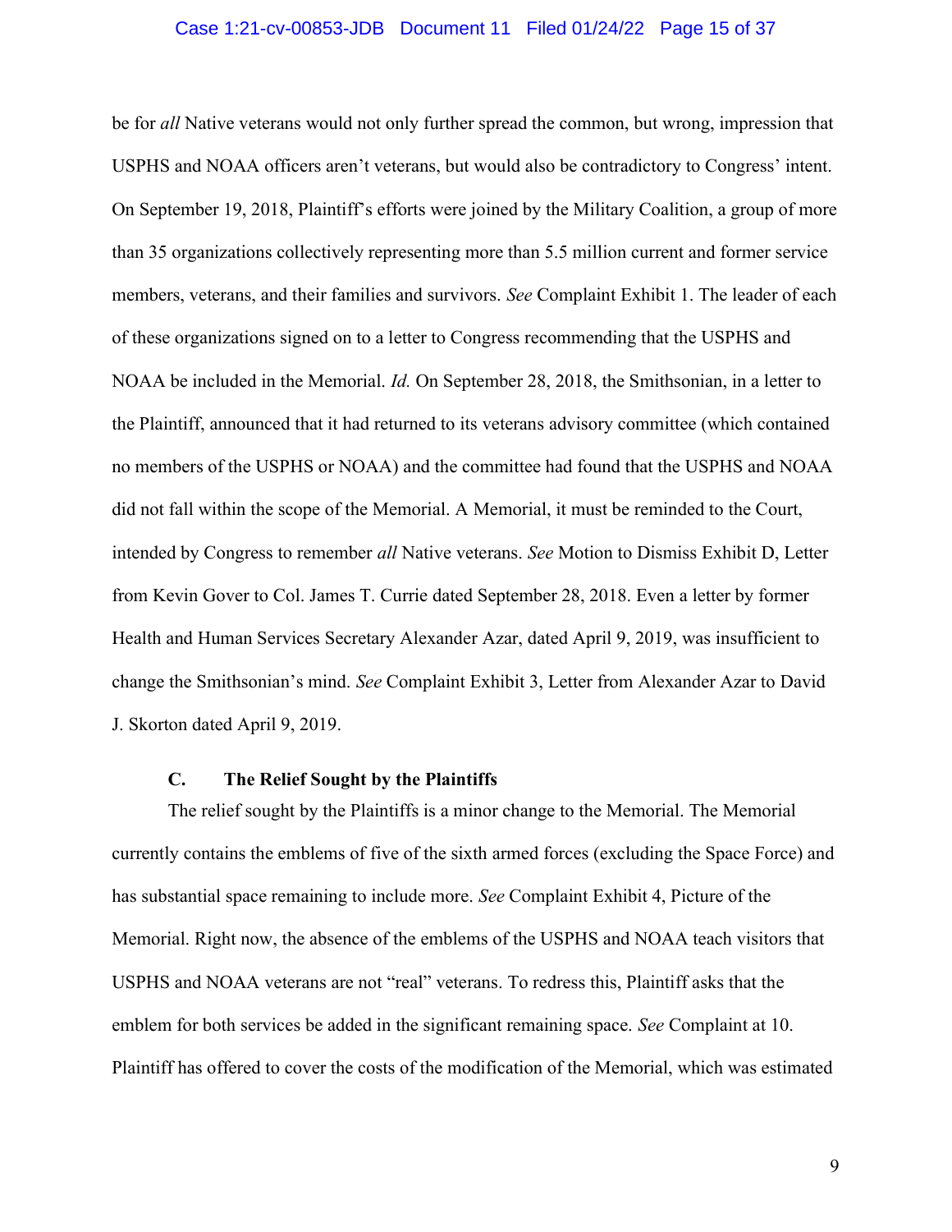be for *all* Native veterans would not only further spread the common, but wrong, impression that USPHS and NOAA officers aren't veterans, but would also be contradictory to Congress' intent. On September 19, 2018, Plaintiff's efforts were joined by the Military Coalition, a group of more than 35 organizations collectively representing more than 5.5 million current and former service members, veterans, and their families and survivors. *See* Complaint Exhibit 1. The leader of each of these organizations signed on to a letter to Congress recommending that the USPHS and NOAA be included in the Memorial. *Id.* On September 28, 2018, the Smithsonian, in a letter to the Plaintiff, announced that it had returned to its veterans advisory committee (which contained no members of the USPHS or NOAA) and the committee had found that the USPHS and NOAA did not fall within the scope of the Memorial. A Memorial, it must be reminded to the Court, intended by Congress to remember *all* Native veterans. *See* Motion to Dismiss Exhibit D, Letter from Kevin Gover to Col. James T. Currie dated September 28, 2018. Even a letter by former Health and Human Services Secretary Alexander Azar, dated April 9, 2019, was insufficient to change the Smithsonian's mind. *See* Complaint Exhibit 3, Letter from Alexander Azar to David J. Skorton dated April 9, 2019.

### C. The Relief Sought by the Plaintiffs

The relief sought by the Plaintiffs is a minor change to the Memorial. The Memorial currently contains the emblems of five of the sixth armed forces (excluding the Space Force) and has substantial space remaining to include more. *See* Complaint Exhibit 4, Picture of the Memorial. Right now, the absence of the emblems of the USPHS and NOAA teach visitors that USPHS and NOAA veterans are not "real" veterans. To redress this, Plaintiff asks that the emblem for both services be added in the significant remaining space. *See* Complaint at 10. Plaintiff has offered to cover the costs of the modification of the Memorial, which was estimated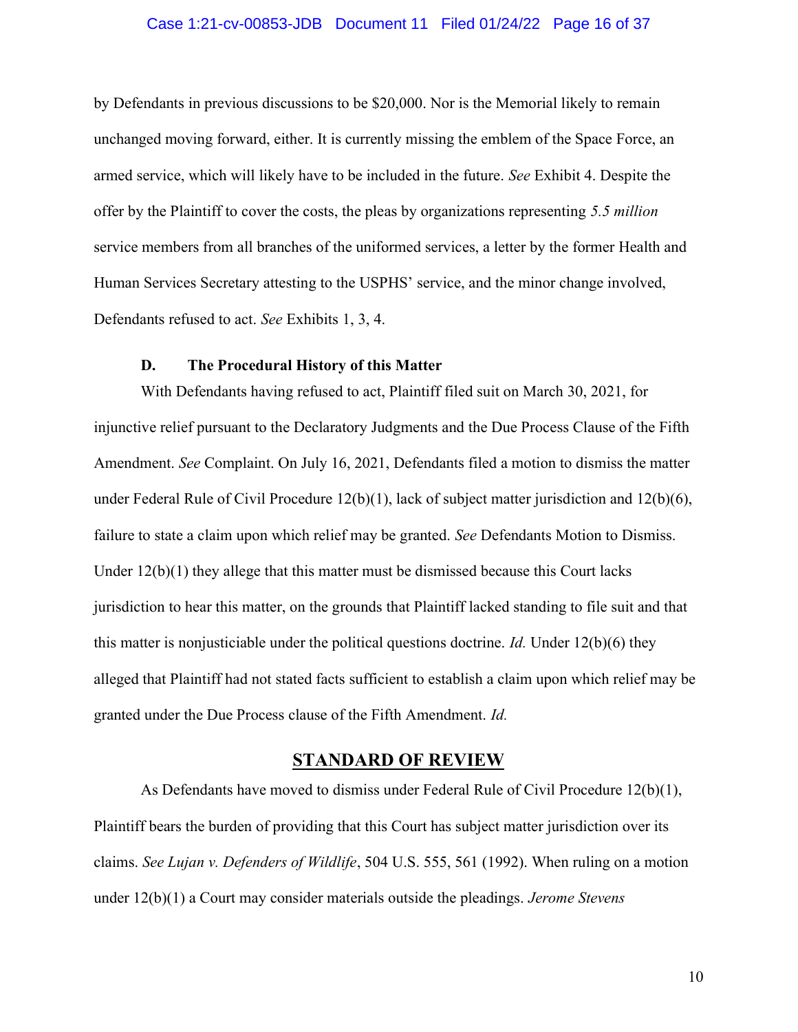by Defendants in previous discussions to be $20,000. Nor is the Memorial likely to remain unchanged moving forward, either. It is currently missing the emblem of the Space Force, an armed service, which will likely have to be included in the future. *See* Exhibit 4. Despite the offer by the Plaintiff to cover the costs, the pleas by organizations representing *5.5 million* service members from all branches of the uniformed services, a letter by the former Health and Human Services Secretary attesting to the USPHS' service, and the minor change involved, Defendants refused to act. *See* Exhibits 1, 3, 4.

### D. The Procedural History of this Matter

With Defendants having refused to act, Plaintiff filed suit on March 30, 2021, for injunctive relief pursuant to the Declaratory Judgments and the Due Process Clause of the Fifth Amendment. *See* Complaint. On July 16, 2021, Defendants filed a motion to dismiss the matter under Federal Rule of Civil Procedure 12(b)(1), lack of subject matter jurisdiction and 12(b)(6), failure to state a claim upon which relief may be granted. *See* Defendants Motion to Dismiss. Under 12(b)(1) they allege that this matter must be dismissed because this Court lacks jurisdiction to hear this matter, on the grounds that Plaintiff lacked standing to file suit and that this matter is nonjusticiable under the political questions doctrine. *Id.* Under 12(b)(6) they alleged that Plaintiff had not stated facts sufficient to establish a claim upon which relief may be granted under the Due Process clause of the Fifth Amendment. *Id.*

## STANDARD OF REVIEW

As Defendants have moved to dismiss under Federal Rule of Civil Procedure 12(b)(1), Plaintiff bears the burden of providing that this Court has subject matter jurisdiction over its claims. *See Lujan v. Defenders of Wildlife*, 504 U.S. 555, 561 (1992). When ruling on a motion under 12(b)(1) a Court may consider materials outside the pleadings. *Jerome Stevens*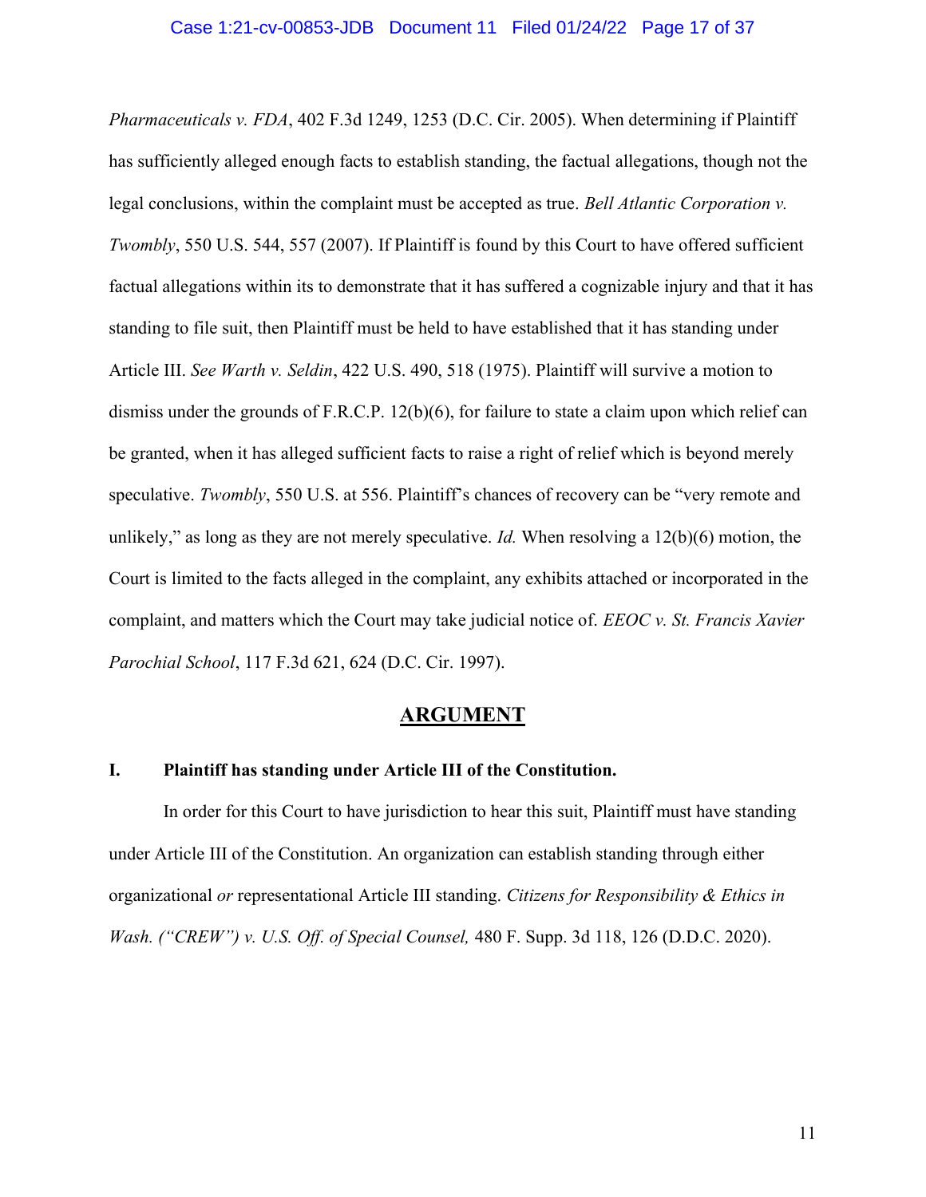*Pharmaceuticals v. FDA*, 402 F.3d 1249, 1253 (D.C. Cir. 2005). When determining if Plaintiff has sufficiently alleged enough facts to establish standing, the factual allegations, though not the legal conclusions, within the complaint must be accepted as true. *Bell Atlantic Corporation v. Twombly*, 550 U.S. 544, 557 (2007). If Plaintiff is found by this Court to have offered sufficient factual allegations within its to demonstrate that it has suffered a cognizable injury and that it has standing to file suit, then Plaintiff must be held to have established that it has standing under Article III. *See Warth v. Seldin*, 422 U.S. 490, 518 (1975). Plaintiff will survive a motion to dismiss under the grounds of F.R.C.P. 12(b)(6), for failure to state a claim upon which relief can be granted, when it has alleged sufficient facts to raise a right of relief which is beyond merely speculative. *Twombly*, 550 U.S. at 556. Plaintiff's chances of recovery can be "very remote and unlikely," as long as they are not merely speculative. *Id.* When resolving a 12(b)(6) motion, the Court is limited to the facts alleged in the complaint, any exhibits attached or incorporated in the complaint, and matters which the Court may take judicial notice of. *EEOC v. St. Francis Xavier Parochial School*, 117 F.3d 621, 624 (D.C. Cir. 1997).

## ARGUMENT

### I. Plaintiff has standing under Article III of the Constitution.

In order for this Court to have jurisdiction to hear this suit, Plaintiff must have standing under Article III of the Constitution. An organization can establish standing through either organizational *or* representational Article III standing. *Citizens for Responsibility & Ethics in Wash. ("CREW") v. U.S. Off. of Special Counsel,* 480 F. Supp. 3d 118, 126 (D.D.C. 2020).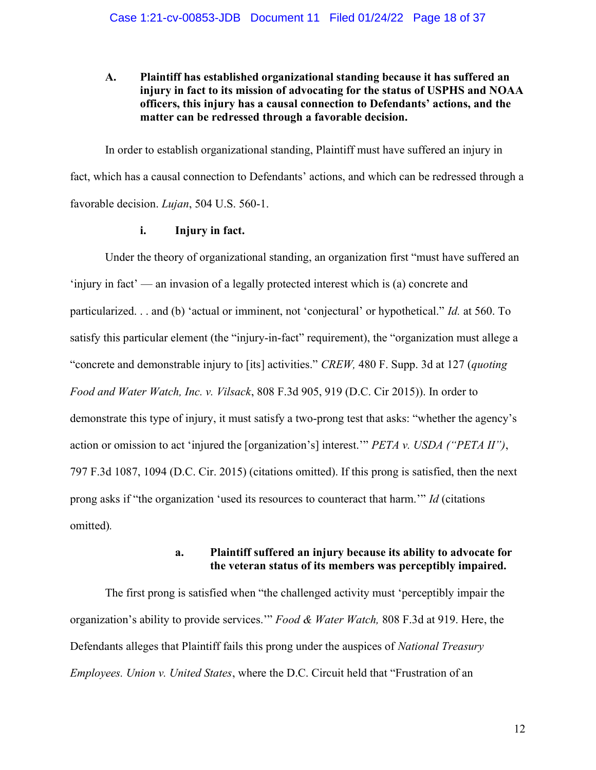### A. Plaintiff has established organizational standing because it has suffered an injury in fact to its mission of advocating for the status of USPHS and NOAA officers, this injury has a causal connection to Defendants' actions, and the matter can be redressed through a favorable decision.

In order to establish organizational standing, Plaintiff must have suffered an injury in fact, which has a causal connection to Defendants' actions, and which can be redressed through a favorable decision. *Lujan*, 504 U.S. 560-1.

#### i. Injury in fact.

Under the theory of organizational standing, an organization first "must have suffered an 'injury in fact' — an invasion of a legally protected interest which is (a) concrete and particularized. . . and (b) 'actual or imminent, not 'conjectural' or hypothetical." *Id.* at 560. To satisfy this particular element (the "injury-in-fact" requirement), the "organization must allege a "concrete and demonstrable injury to [its] activities." *CREW,* 480 F. Supp. 3d at 127 (*quoting Food and Water Watch, Inc. v. Vilsack*, 808 F.3d 905, 919 (D.C. Cir 2015)). In order to demonstrate this type of injury, it must satisfy a two-prong test that asks: "whether the agency's action or omission to act 'injured the [organization's] interest.'" *PETA v. USDA ("PETA II")*, 797 F.3d 1087, 1094 (D.C. Cir. 2015) (citations omitted). If this prong is satisfied, then the next prong asks if "the organization 'used its resources to counteract that harm.'" *Id* (citations omitted).

##### a. Plaintiff suffered an injury because its ability to advocate for the veteran status of its members was perceptibly impaired.

The first prong is satisfied when "the challenged activity must 'perceptibly impair the organization's ability to provide services.'" *Food & Water Watch,* 808 F.3d at 919. Here, the Defendants alleges that Plaintiff fails this prong under the auspices of *National Treasury Employees. Union v. United States*, where the D.C. Circuit held that "Frustration of an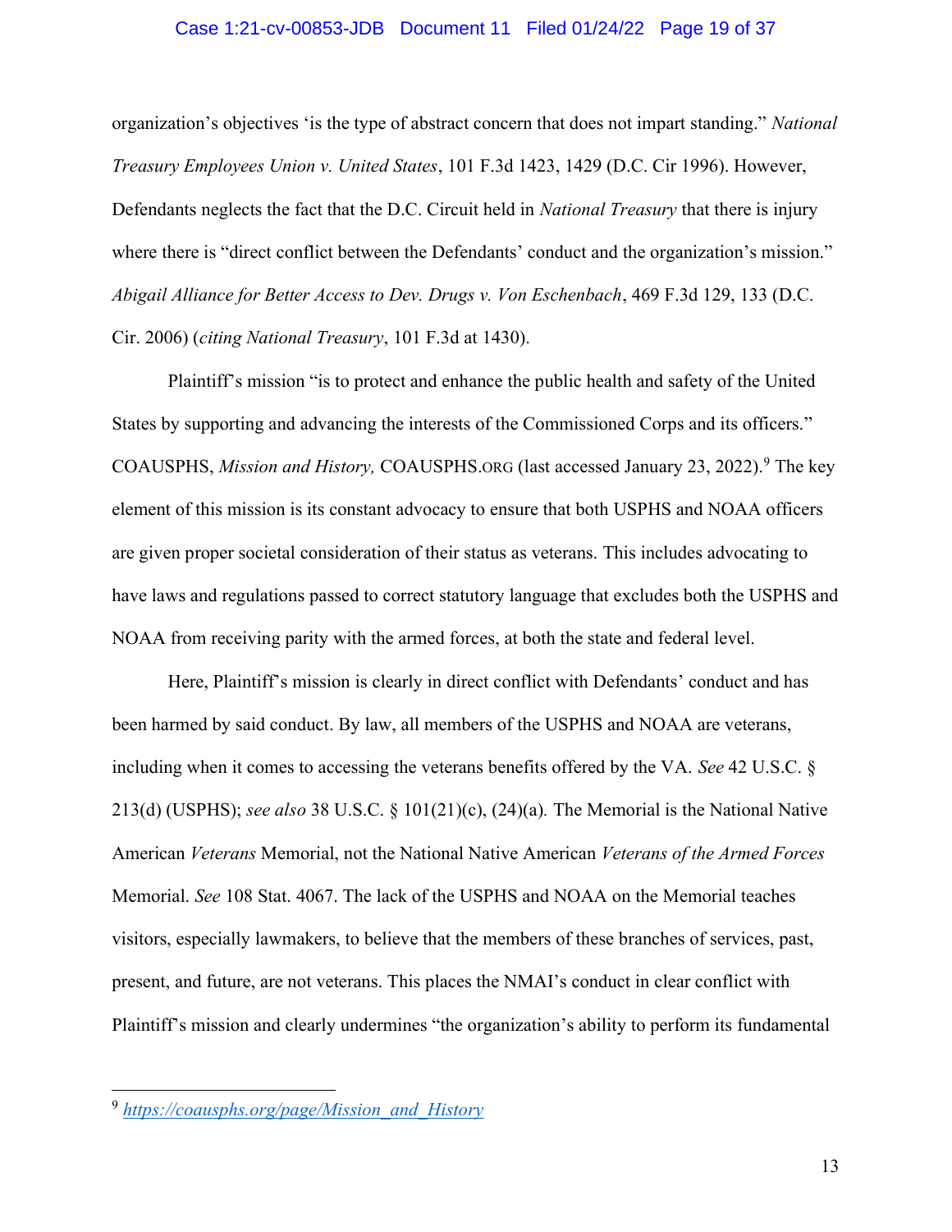organization's objectives 'is the type of abstract concern that does not impart standing." *National Treasury Employees Union v. United States*, 101 F.3d 1423, 1429 (D.C. Cir 1996). However, Defendants neglects the fact that the D.C. Circuit held in *National Treasury* that there is injury where there is "direct conflict between the Defendants' conduct and the organization's mission." *Abigail Alliance for Better Access to Dev. Drugs v. Von Eschenbach*, 469 F.3d 129, 133 (D.C. Cir. 2006) (*citing National Treasury*, 101 F.3d at 1430).

Plaintiff's mission "is to protect and enhance the public health and safety of the United States by supporting and advancing the interests of the Commissioned Corps and its officers." COAUSPHS, *Mission and History,* COAUSPHS.ORG (last accessed January 23, 2022).[9] The key element of this mission is its constant advocacy to ensure that both USPHS and NOAA officers are given proper societal consideration of their status as veterans. This includes advocating to have laws and regulations passed to correct statutory language that excludes both the USPHS and NOAA from receiving parity with the armed forces, at both the state and federal level.

Here, Plaintiff's mission is clearly in direct conflict with Defendants' conduct and has been harmed by said conduct. By law, all members of the USPHS and NOAA are veterans, including when it comes to accessing the veterans benefits offered by the VA. *See* 42 U.S.C. § 213(d) (USPHS); *see also* 38 U.S.C. § 101(21)(c), (24)(a). The Memorial is the National Native American *Veterans* Memorial, not the National Native American *Veterans of the Armed Forces* Memorial. *See* 108 Stat. 4067. The lack of the USPHS and NOAA on the Memorial teaches visitors, especially lawmakers, to believe that the members of these branches of services, past, present, and future, are not veterans. This places the NMAI's conduct in clear conflict with Plaintiff's mission and clearly undermines "the organization's ability to perform its fundamental

---

[9] *https://coausphs.org/page/Mission_and_History*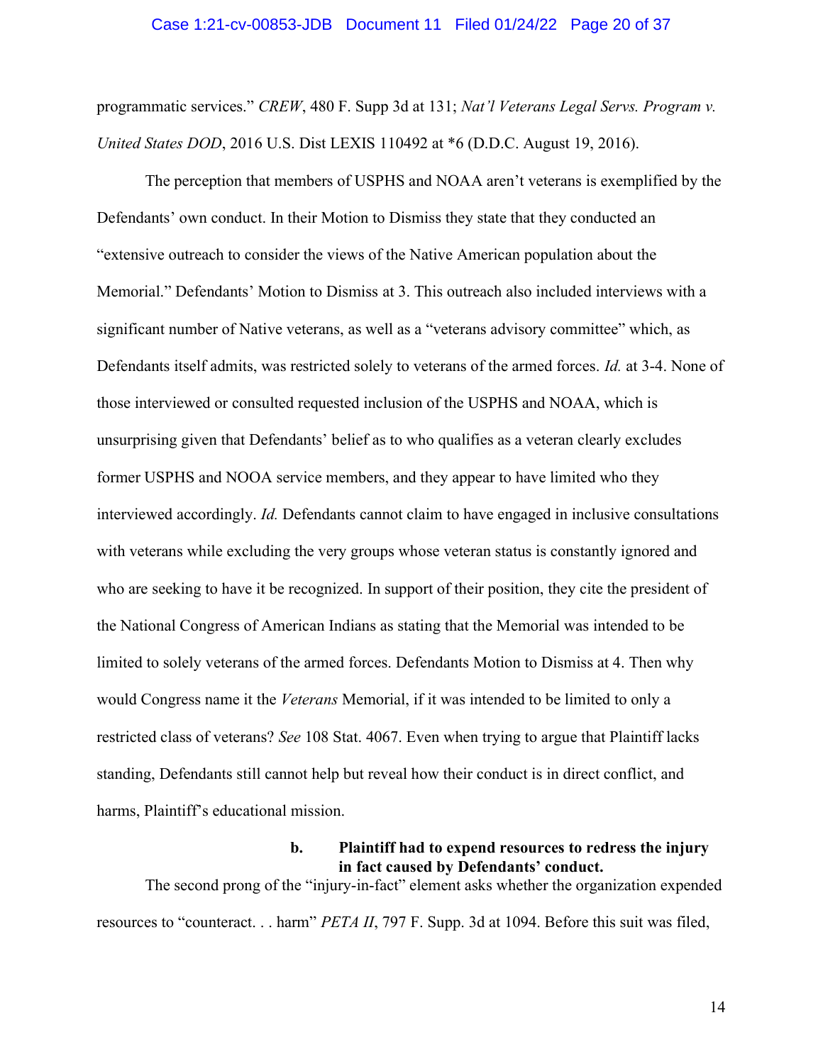programmatic services." *CREW*, 480 F. Supp 3d at 131; *Nat'l Veterans Legal Servs. Program v. United States DOD*, 2016 U.S. Dist LEXIS 110492 at *6 (D.D.C. August 19, 2016).

The perception that members of USPHS and NOAA aren't veterans is exemplified by the Defendants' own conduct. In their Motion to Dismiss they state that they conducted an "extensive outreach to consider the views of the Native American population about the Memorial." Defendants' Motion to Dismiss at 3. This outreach also included interviews with a significant number of Native veterans, as well as a "veterans advisory committee" which, as Defendants itself admits, was restricted solely to veterans of the armed forces. *Id.* at 3-4. None of those interviewed or consulted requested inclusion of the USPHS and NOAA, which is unsurprising given that Defendants' belief as to who qualifies as a veteran clearly excludes former USPHS and NOOA service members, and they appear to have limited who they interviewed accordingly. *Id.* Defendants cannot claim to have engaged in inclusive consultations with veterans while excluding the very groups whose veteran status is constantly ignored and who are seeking to have it be recognized. In support of their position, they cite the president of the National Congress of American Indians as stating that the Memorial was intended to be limited to solely veterans of the armed forces. Defendants Motion to Dismiss at 4. Then why would Congress name it the *Veterans* Memorial, if it was intended to be limited to only a restricted class of veterans? *See* 108 Stat. 4067. Even when trying to argue that Plaintiff lacks standing, Defendants still cannot help but reveal how their conduct is in direct conflict, and harms, Plaintiff's educational mission.

**b. Plaintiff had to expend resources to redress the injury in fact caused by Defendants' conduct.**

The second prong of the "injury-in-fact" element asks whether the organization expended resources to "counteract. . . harm" *PETA II*, 797 F. Supp. 3d at 1094. Before this suit was filed,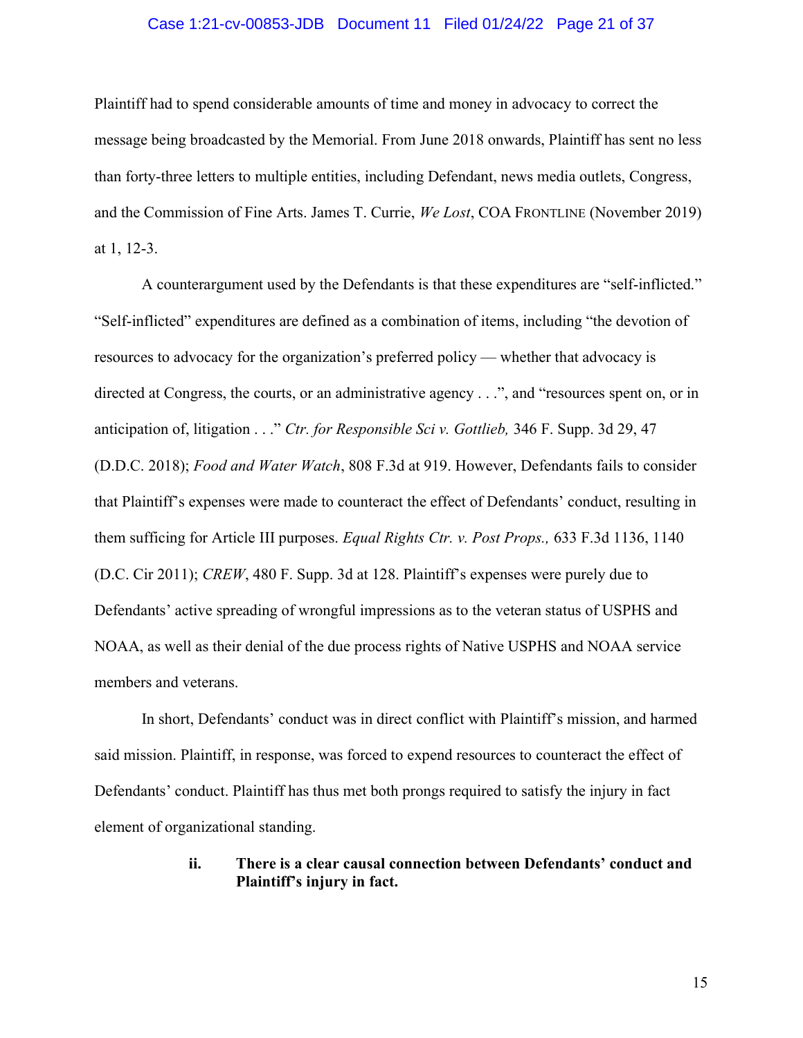Plaintiff had to spend considerable amounts of time and money in advocacy to correct the message being broadcasted by the Memorial. From June 2018 onwards, Plaintiff has sent no less than forty-three letters to multiple entities, including Defendant, news media outlets, Congress, and the Commission of Fine Arts. James T. Currie, *We Lost*, COA FRONTLINE (November 2019) at 1, 12-3.

A counterargument used by the Defendants is that these expenditures are "self-inflicted." "Self-inflicted" expenditures are defined as a combination of items, including "the devotion of resources to advocacy for the organization's preferred policy — whether that advocacy is directed at Congress, the courts, or an administrative agency . . .", and "resources spent on, or in anticipation of, litigation . . ." *Ctr. for Responsible Sci v. Gottlieb,* 346 F. Supp. 3d 29, 47 (D.D.C. 2018); *Food and Water Watch*, 808 F.3d at 919. However, Defendants fails to consider that Plaintiff's expenses were made to counteract the effect of Defendants' conduct, resulting in them sufficing for Article III purposes. *Equal Rights Ctr. v. Post Props.,* 633 F.3d 1136, 1140 (D.C. Cir 2011); *CREW*, 480 F. Supp. 3d at 128. Plaintiff's expenses were purely due to Defendants' active spreading of wrongful impressions as to the veteran status of USPHS and NOAA, as well as their denial of the due process rights of Native USPHS and NOAA service members and veterans.

In short, Defendants' conduct was in direct conflict with Plaintiff's mission, and harmed said mission. Plaintiff, in response, was forced to expend resources to counteract the effect of Defendants' conduct. Plaintiff has thus met both prongs required to satisfy the injury in fact element of organizational standing.

**ii. There is a clear causal connection between Defendants' conduct and Plaintiff's injury in fact.**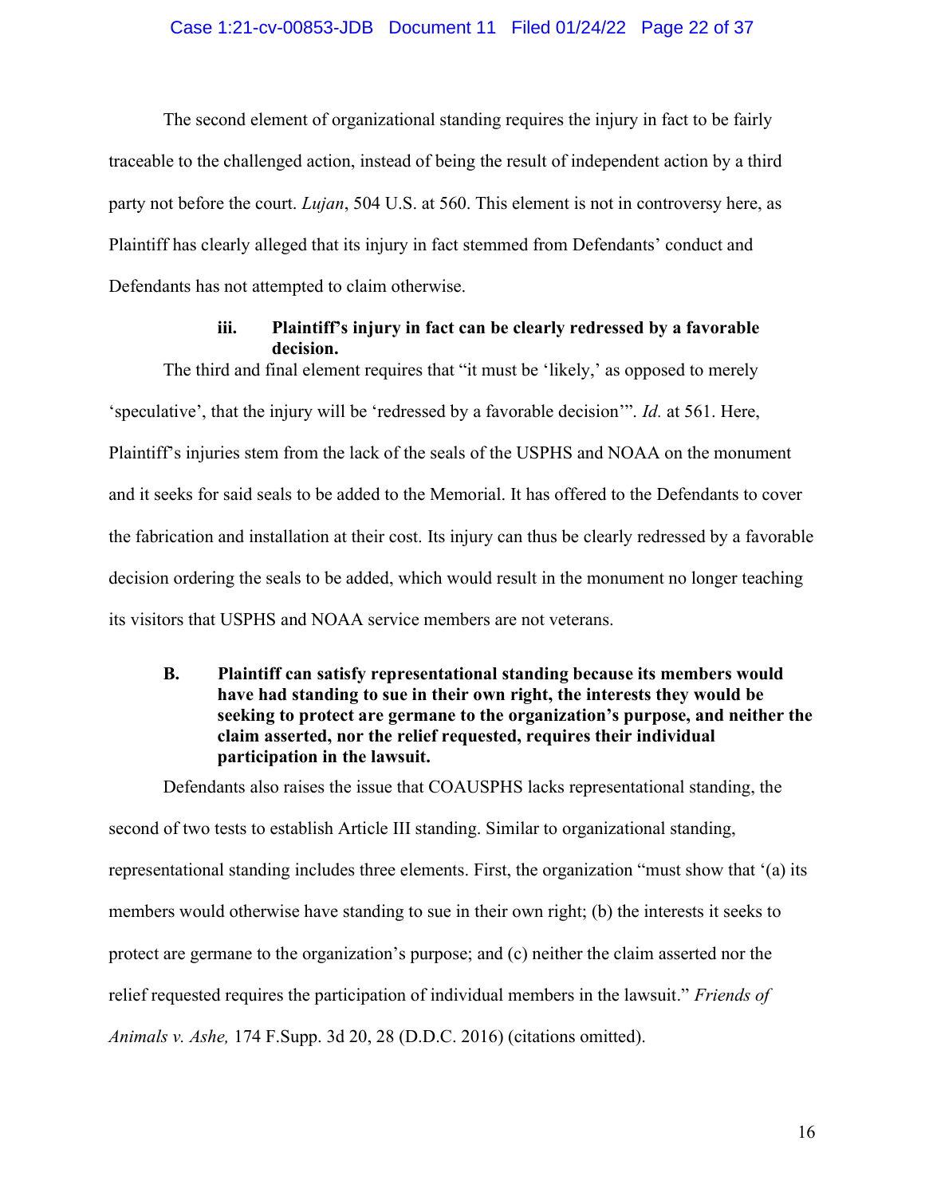The second element of organizational standing requires the injury in fact to be fairly traceable to the challenged action, instead of being the result of independent action by a third party not before the court. *Lujan*, 504 U.S. at 560. This element is not in controversy here, as Plaintiff has clearly alleged that its injury in fact stemmed from Defendants' conduct and Defendants has not attempted to claim otherwise.

#### iii. Plaintiff's injury in fact can be clearly redressed by a favorable decision.

The third and final element requires that "it must be 'likely,' as opposed to merely 'speculative', that the injury will be 'redressed by a favorable decision'". *Id.* at 561. Here, Plaintiff's injuries stem from the lack of the seals of the USPHS and NOAA on the monument and it seeks for said seals to be added to the Memorial. It has offered to the Defendants to cover the fabrication and installation at their cost. Its injury can thus be clearly redressed by a favorable decision ordering the seals to be added, which would result in the monument no longer teaching its visitors that USPHS and NOAA service members are not veterans.

### B. Plaintiff can satisfy representational standing because its members would have had standing to sue in their own right, the interests they would be seeking to protect are germane to the organization's purpose, and neither the claim asserted, nor the relief requested, requires their individual participation in the lawsuit.

Defendants also raises the issue that COAUSPHS lacks representational standing, the second of two tests to establish Article III standing. Similar to organizational standing, representational standing includes three elements. First, the organization "must show that '(a) its members would otherwise have standing to sue in their own right; (b) the interests it seeks to protect are germane to the organization's purpose; and (c) neither the claim asserted nor the relief requested requires the participation of individual members in the lawsuit." *Friends of Animals v. Ashe,* 174 F.Supp. 3d 20, 28 (D.D.C. 2016) (citations omitted).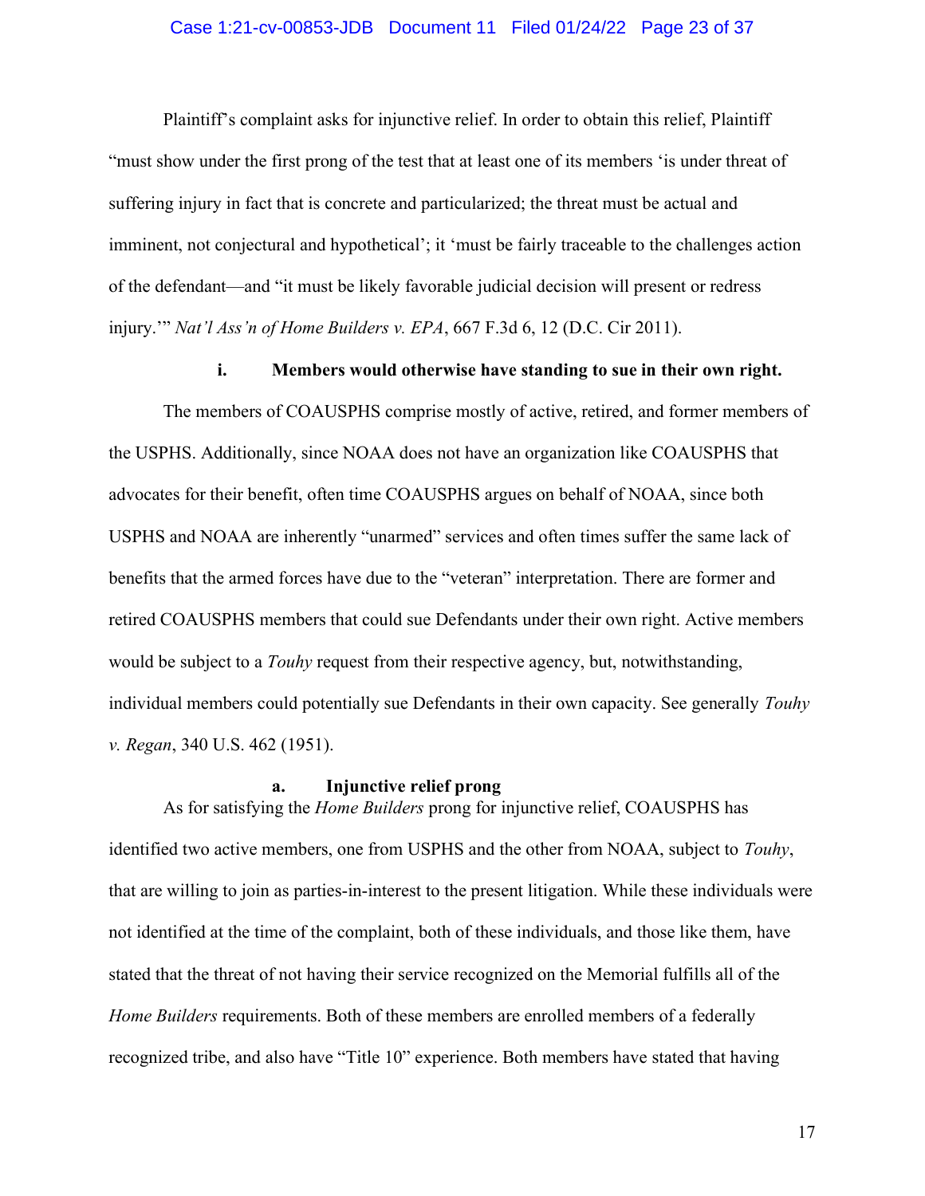Plaintiff's complaint asks for injunctive relief. In order to obtain this relief, Plaintiff "must show under the first prong of the test that at least one of its members 'is under threat of suffering injury in fact that is concrete and particularized; the threat must be actual and imminent, not conjectural and hypothetical'; it 'must be fairly traceable to the challenges action of the defendant—and "it must be likely favorable judicial decision will present or redress injury.'" *Nat'l Ass'n of Home Builders v. EPA*, 667 F.3d 6, 12 (D.C. Cir 2011).

**i. Members would otherwise have standing to sue in their own right.**

The members of COAUSPHS comprise mostly of active, retired, and former members of the USPHS. Additionally, since NOAA does not have an organization like COAUSPHS that advocates for their benefit, often time COAUSPHS argues on behalf of NOAA, since both USPHS and NOAA are inherently "unarmed" services and often times suffer the same lack of benefits that the armed forces have due to the "veteran" interpretation. There are former and retired COAUSPHS members that could sue Defendants under their own right. Active members would be subject to a *Touhy* request from their respective agency, but, notwithstanding, individual members could potentially sue Defendants in their own capacity. See generally *Touhy v. Regan*, 340 U.S. 462 (1951).

**a. Injunctive relief prong**

As for satisfying the *Home Builders* prong for injunctive relief, COAUSPHS has identified two active members, one from USPHS and the other from NOAA, subject to *Touhy*, that are willing to join as parties-in-interest to the present litigation. While these individuals were not identified at the time of the complaint, both of these individuals, and those like them, have stated that the threat of not having their service recognized on the Memorial fulfills all of the *Home Builders* requirements. Both of these members are enrolled members of a federally recognized tribe, and also have "Title 10" experience. Both members have stated that having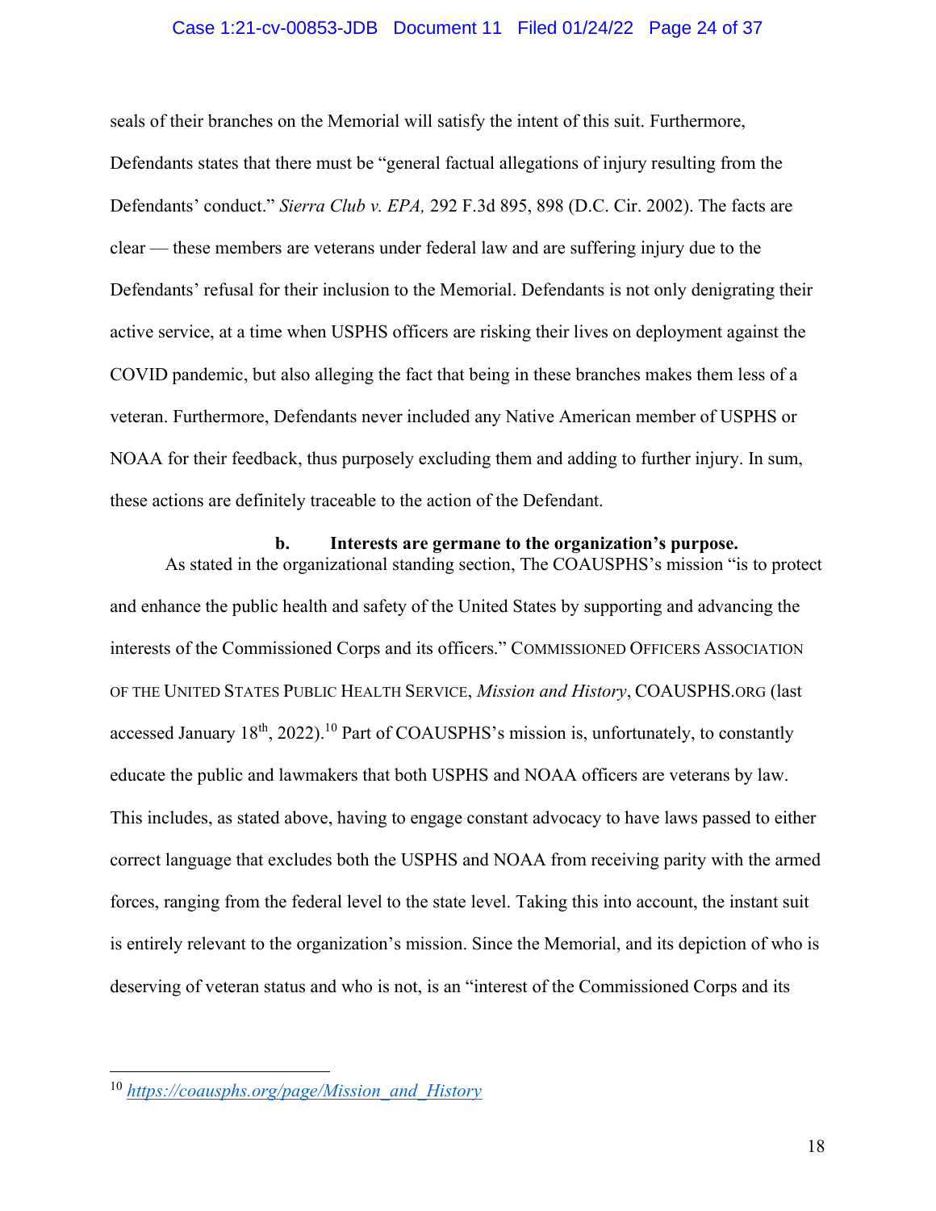seals of their branches on the Memorial will satisfy the intent of this suit. Furthermore, Defendants states that there must be "general factual allegations of injury resulting from the Defendants' conduct." *Sierra Club v. EPA,* 292 F.3d 895, 898 (D.C. Cir. 2002). The facts are clear — these members are veterans under federal law and are suffering injury due to the Defendants' refusal for their inclusion to the Memorial. Defendants is not only denigrating their active service, at a time when USPHS officers are risking their lives on deployment against the COVID pandemic, but also alleging the fact that being in these branches makes them less of a veteran. Furthermore, Defendants never included any Native American member of USPHS or NOAA for their feedback, thus purposely excluding them and adding to further injury. In sum, these actions are definitely traceable to the action of the Defendant.

### b. Interests are germane to the organization's purpose.

As stated in the organizational standing section, The COAUSPHS's mission "is to protect and enhance the public health and safety of the United States by supporting and advancing the interests of the Commissioned Corps and its officers." COMMISSIONED OFFICERS ASSOCIATION OF THE UNITED STATES PUBLIC HEALTH SERVICE, *Mission and History*, COAUSPHS.ORG (last accessed January 18th, 2022).[10] Part of COAUSPHS's mission is, unfortunately, to constantly educate the public and lawmakers that both USPHS and NOAA officers are veterans by law. This includes, as stated above, having to engage constant advocacy to have laws passed to either correct language that excludes both the USPHS and NOAA from receiving parity with the armed forces, ranging from the federal level to the state level. Taking this into account, the instant suit is entirely relevant to the organization's mission. Since the Memorial, and its depiction of who is deserving of veteran status and who is not, is an "interest of the Commissioned Corps and its

---

[10] *https://coausphs.org/page/Mission_and_History*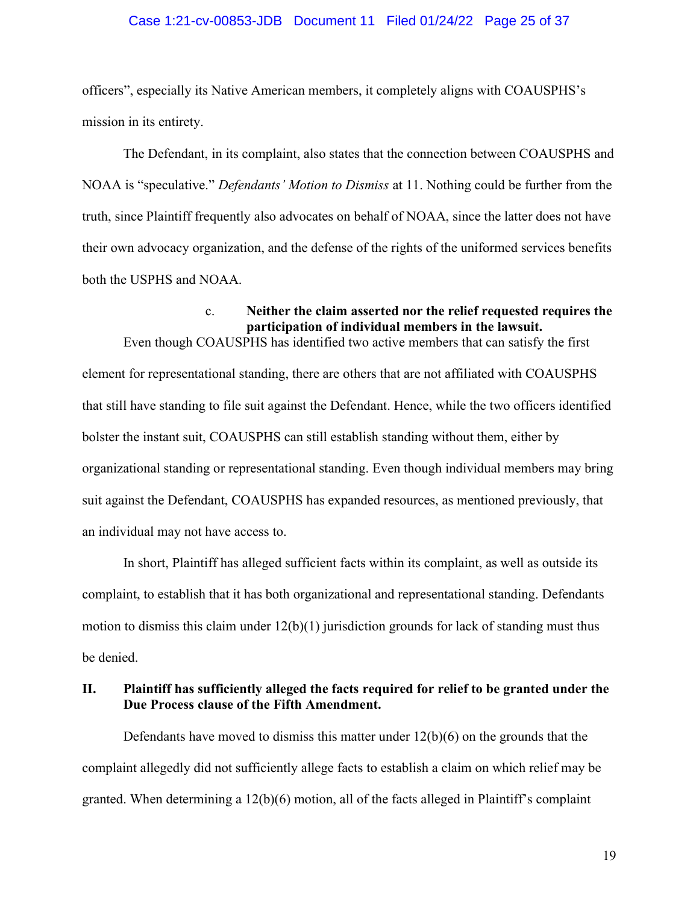officers", especially its Native American members, it completely aligns with COAUSPHS's mission in its entirety.

The Defendant, in its complaint, also states that the connection between COAUSPHS and NOAA is "speculative." *Defendants' Motion to Dismiss* at 11. Nothing could be further from the truth, since Plaintiff frequently also advocates on behalf of NOAA, since the latter does not have their own advocacy organization, and the defense of the rights of the uniformed services benefits both the USPHS and NOAA.

#### c. **Neither the claim asserted nor the relief requested requires the participation of individual members in the lawsuit.**

Even though COAUSPHS has identified two active members that can satisfy the first element for representational standing, there are others that are not affiliated with COAUSPHS that still have standing to file suit against the Defendant. Hence, while the two officers identified bolster the instant suit, COAUSPHS can still establish standing without them, either by organizational standing or representational standing. Even though individual members may bring suit against the Defendant, COAUSPHS has expanded resources, as mentioned previously, that an individual may not have access to.

In short, Plaintiff has alleged sufficient facts within its complaint, as well as outside its complaint, to establish that it has both organizational and representational standing. Defendants motion to dismiss this claim under 12(b)(1) jurisdiction grounds for lack of standing must thus be denied.

## II. **Plaintiff has sufficiently alleged the facts required for relief to be granted under the Due Process clause of the Fifth Amendment.**

Defendants have moved to dismiss this matter under 12(b)(6) on the grounds that the complaint allegedly did not sufficiently allege facts to establish a claim on which relief may be granted. When determining a 12(b)(6) motion, all of the facts alleged in Plaintiff's complaint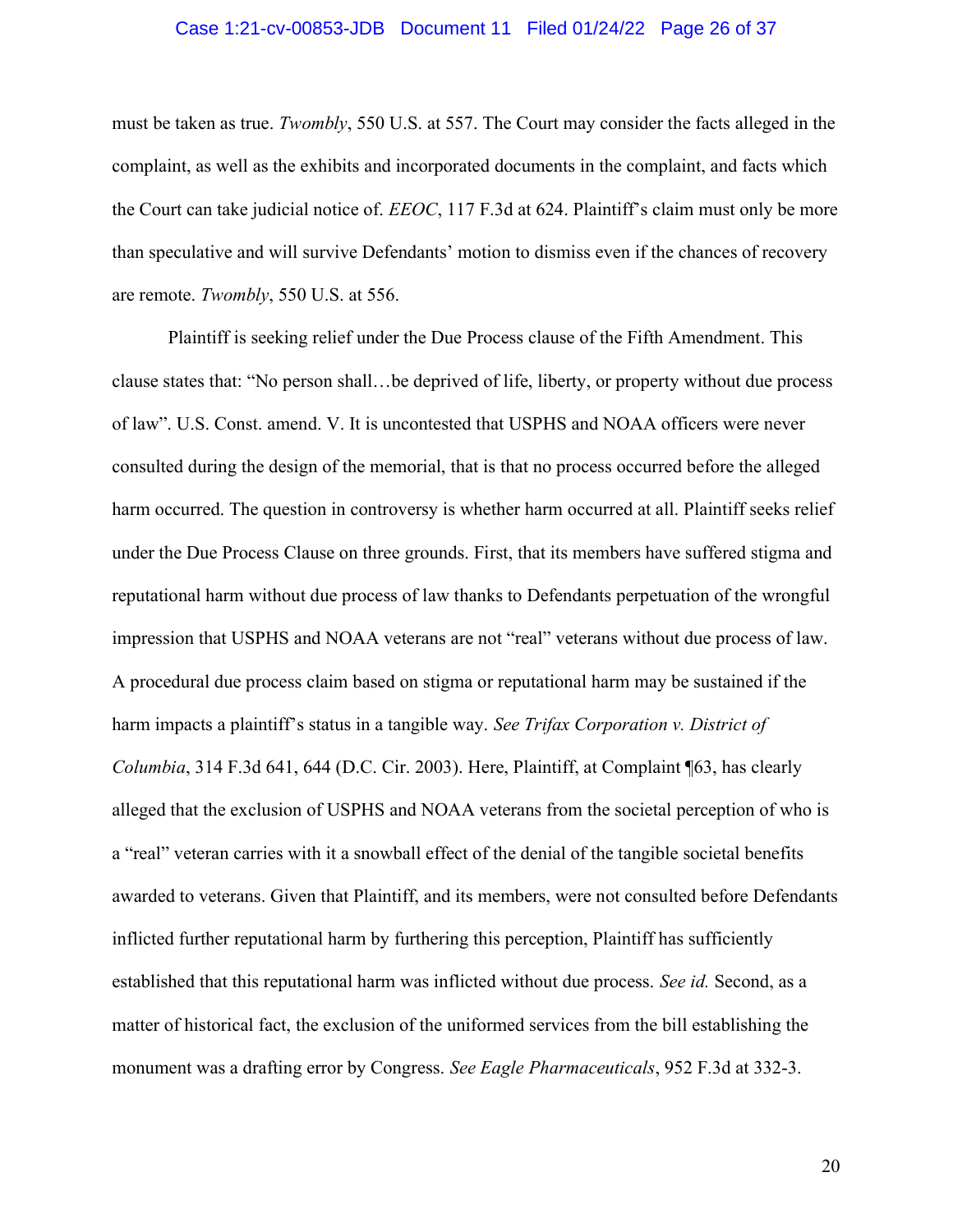must be taken as true. *Twombly*, 550 U.S. at 557. The Court may consider the facts alleged in the complaint, as well as the exhibits and incorporated documents in the complaint, and facts which the Court can take judicial notice of. *EEOC*, 117 F.3d at 624. Plaintiff's claim must only be more than speculative and will survive Defendants' motion to dismiss even if the chances of recovery are remote. *Twombly*, 550 U.S. at 556.

Plaintiff is seeking relief under the Due Process clause of the Fifth Amendment. This clause states that: "No person shall…be deprived of life, liberty, or property without due process of law". U.S. Const. amend. V. It is uncontested that USPHS and NOAA officers were never consulted during the design of the memorial, that is that no process occurred before the alleged harm occurred. The question in controversy is whether harm occurred at all. Plaintiff seeks relief under the Due Process Clause on three grounds. First, that its members have suffered stigma and reputational harm without due process of law thanks to Defendants perpetuation of the wrongful impression that USPHS and NOAA veterans are not "real" veterans without due process of law. A procedural due process claim based on stigma or reputational harm may be sustained if the harm impacts a plaintiff's status in a tangible way. *See Trifax Corporation v. District of Columbia*, 314 F.3d 641, 644 (D.C. Cir. 2003). Here, Plaintiff, at Complaint ¶63, has clearly alleged that the exclusion of USPHS and NOAA veterans from the societal perception of who is a "real" veteran carries with it a snowball effect of the denial of the tangible societal benefits awarded to veterans. Given that Plaintiff, and its members, were not consulted before Defendants inflicted further reputational harm by furthering this perception, Plaintiff has sufficiently established that this reputational harm was inflicted without due process. *See id.* Second, as a matter of historical fact, the exclusion of the uniformed services from the bill establishing the monument was a drafting error by Congress. *See Eagle Pharmaceuticals*, 952 F.3d at 332-3.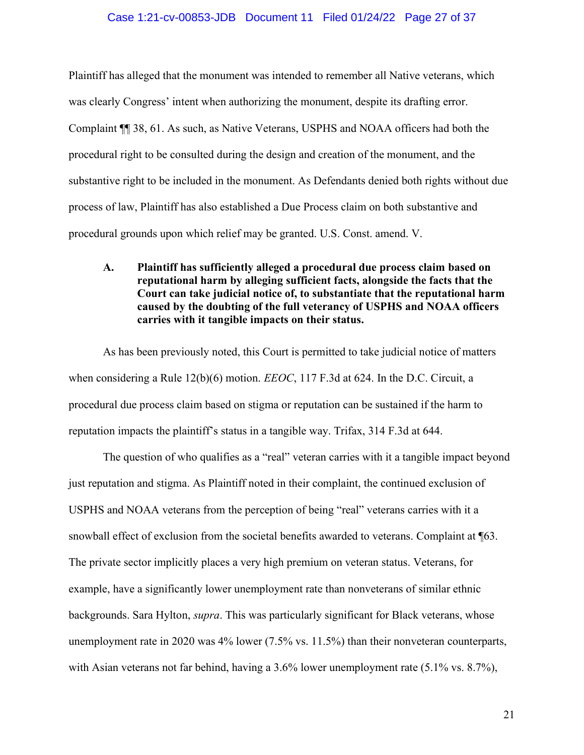Plaintiff has alleged that the monument was intended to remember all Native veterans, which was clearly Congress' intent when authorizing the monument, despite its drafting error. Complaint ¶¶ 38, 61. As such, as Native Veterans, USPHS and NOAA officers had both the procedural right to be consulted during the design and creation of the monument, and the substantive right to be included in the monument. As Defendants denied both rights without due process of law, Plaintiff has also established a Due Process claim on both substantive and procedural grounds upon which relief may be granted. U.S. Const. amend. V.

### A. Plaintiff has sufficiently alleged a procedural due process claim based on reputational harm by alleging sufficient facts, alongside the facts that the Court can take judicial notice of, to substantiate that the reputational harm caused by the doubting of the full veterancy of USPHS and NOAA officers carries with it tangible impacts on their status.

As has been previously noted, this Court is permitted to take judicial notice of matters when considering a Rule 12(b)(6) motion. *EEOC*, 117 F.3d at 624. In the D.C. Circuit, a procedural due process claim based on stigma or reputation can be sustained if the harm to reputation impacts the plaintiff's status in a tangible way. Trifax, 314 F.3d at 644.

The question of who qualifies as a "real" veteran carries with it a tangible impact beyond just reputation and stigma. As Plaintiff noted in their complaint, the continued exclusion of USPHS and NOAA veterans from the perception of being "real" veterans carries with it a snowball effect of exclusion from the societal benefits awarded to veterans. Complaint at ¶63. The private sector implicitly places a very high premium on veteran status. Veterans, for example, have a significantly lower unemployment rate than nonveterans of similar ethnic backgrounds. Sara Hylton, *supra*. This was particularly significant for Black veterans, whose unemployment rate in 2020 was 4% lower (7.5% vs. 11.5%) than their nonveteran counterparts, with Asian veterans not far behind, having a 3.6% lower unemployment rate (5.1% vs. 8.7%),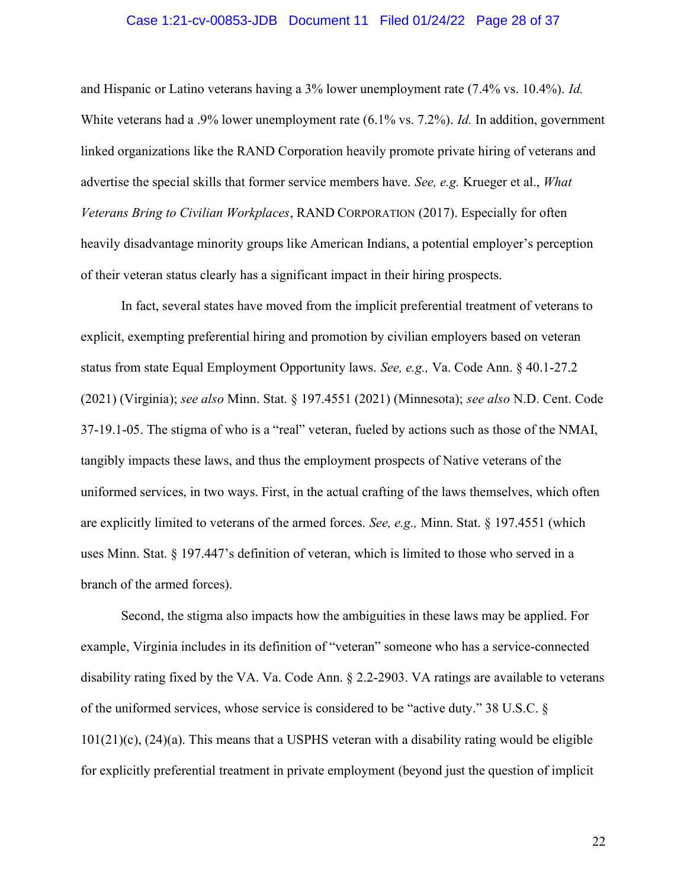and Hispanic or Latino veterans having a 3% lower unemployment rate (7.4% vs. 10.4%). *Id.* White veterans had a .9% lower unemployment rate (6.1% vs. 7.2%). *Id.* In addition, government linked organizations like the RAND Corporation heavily promote private hiring of veterans and advertise the special skills that former service members have. *See, e.g.* Krueger et al., *What Veterans Bring to Civilian Workplaces*, RAND CORPORATION (2017). Especially for often heavily disadvantage minority groups like American Indians, a potential employer's perception of their veteran status clearly has a significant impact in their hiring prospects.

In fact, several states have moved from the implicit preferential treatment of veterans to explicit, exempting preferential hiring and promotion by civilian employers based on veteran status from state Equal Employment Opportunity laws. *See, e.g.,* Va. Code Ann. § 40.1-27.2 (2021) (Virginia); *see also* Minn. Stat. § 197.4551 (2021) (Minnesota); *see also* N.D. Cent. Code 37-19.1-05. The stigma of who is a "real" veteran, fueled by actions such as those of the NMAI, tangibly impacts these laws, and thus the employment prospects of Native veterans of the uniformed services, in two ways. First, in the actual crafting of the laws themselves, which often are explicitly limited to veterans of the armed forces. *See, e.g.,* Minn. Stat. § 197.4551 (which uses Minn. Stat. § 197.447's definition of veteran, which is limited to those who served in a branch of the armed forces).

Second, the stigma also impacts how the ambiguities in these laws may be applied. For example, Virginia includes in its definition of "veteran" someone who has a service-connected disability rating fixed by the VA. Va. Code Ann. § 2.2-2903. VA ratings are available to veterans of the uniformed services, whose service is considered to be "active duty." 38 U.S.C. § 101(21)(c), (24)(a). This means that a USPHS veteran with a disability rating would be eligible for explicitly preferential treatment in private employment (beyond just the question of implicit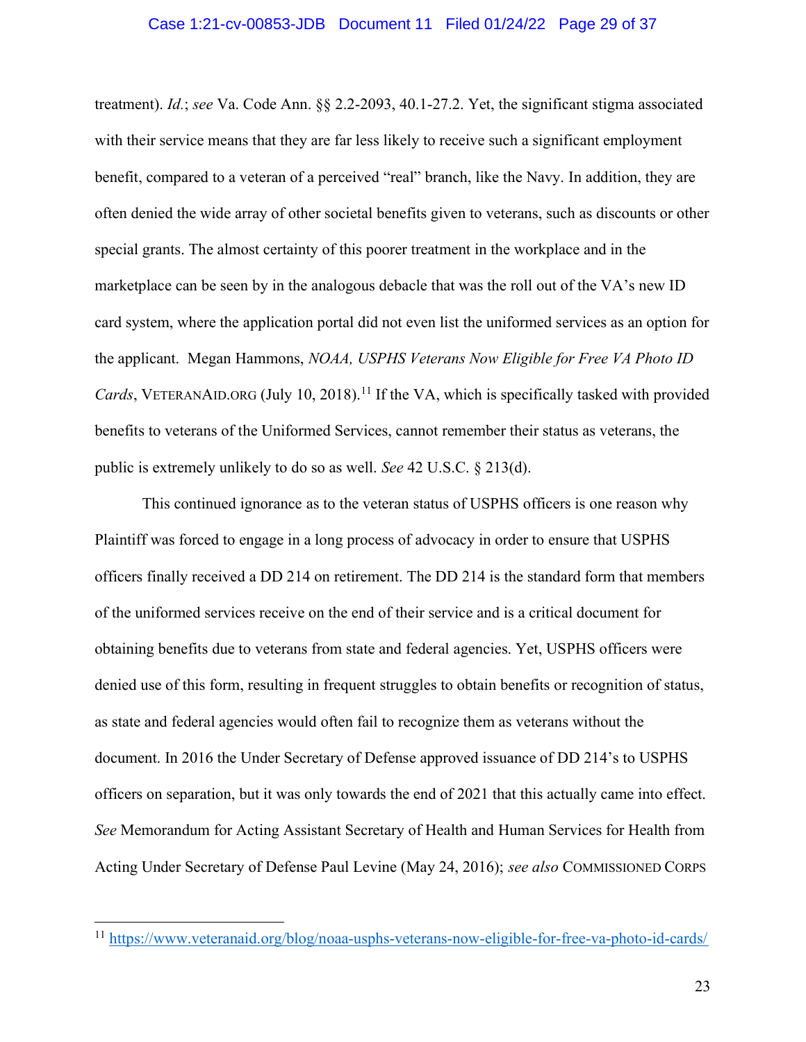treatment). *Id.*; *see* Va. Code Ann. §§ 2.2-2093, 40.1-27.2. Yet, the significant stigma associated with their service means that they are far less likely to receive such a significant employment benefit, compared to a veteran of a perceived "real" branch, like the Navy. In addition, they are often denied the wide array of other societal benefits given to veterans, such as discounts or other special grants. The almost certainty of this poorer treatment in the workplace and in the marketplace can be seen by in the analogous debacle that was the roll out of the VA's new ID card system, where the application portal did not even list the uniformed services as an option for the applicant. Megan Hammons, *NOAA, USPHS Veterans Now Eligible for Free VA Photo ID Cards*, VETERANAID.ORG (July 10, 2018).[11] If the VA, which is specifically tasked with provided benefits to veterans of the Uniformed Services, cannot remember their status as veterans, the public is extremely unlikely to do so as well. *See* 42 U.S.C. § 213(d).

This continued ignorance as to the veteran status of USPHS officers is one reason why Plaintiff was forced to engage in a long process of advocacy in order to ensure that USPHS officers finally received a DD 214 on retirement. The DD 214 is the standard form that members of the uniformed services receive on the end of their service and is a critical document for obtaining benefits due to veterans from state and federal agencies. Yet, USPHS officers were denied use of this form, resulting in frequent struggles to obtain benefits or recognition of status, as state and federal agencies would often fail to recognize them as veterans without the document. In 2016 the Under Secretary of Defense approved issuance of DD 214's to USPHS officers on separation, but it was only towards the end of 2021 that this actually came into effect. *See* Memorandum for Acting Assistant Secretary of Health and Human Services for Health from Acting Under Secretary of Defense Paul Levine (May 24, 2016); *see also* COMMISSIONED CORPS

---

[11] https://www.veteranaid.org/blog/noaa-usphs-veterans-now-eligible-for-free-va-photo-id-cards/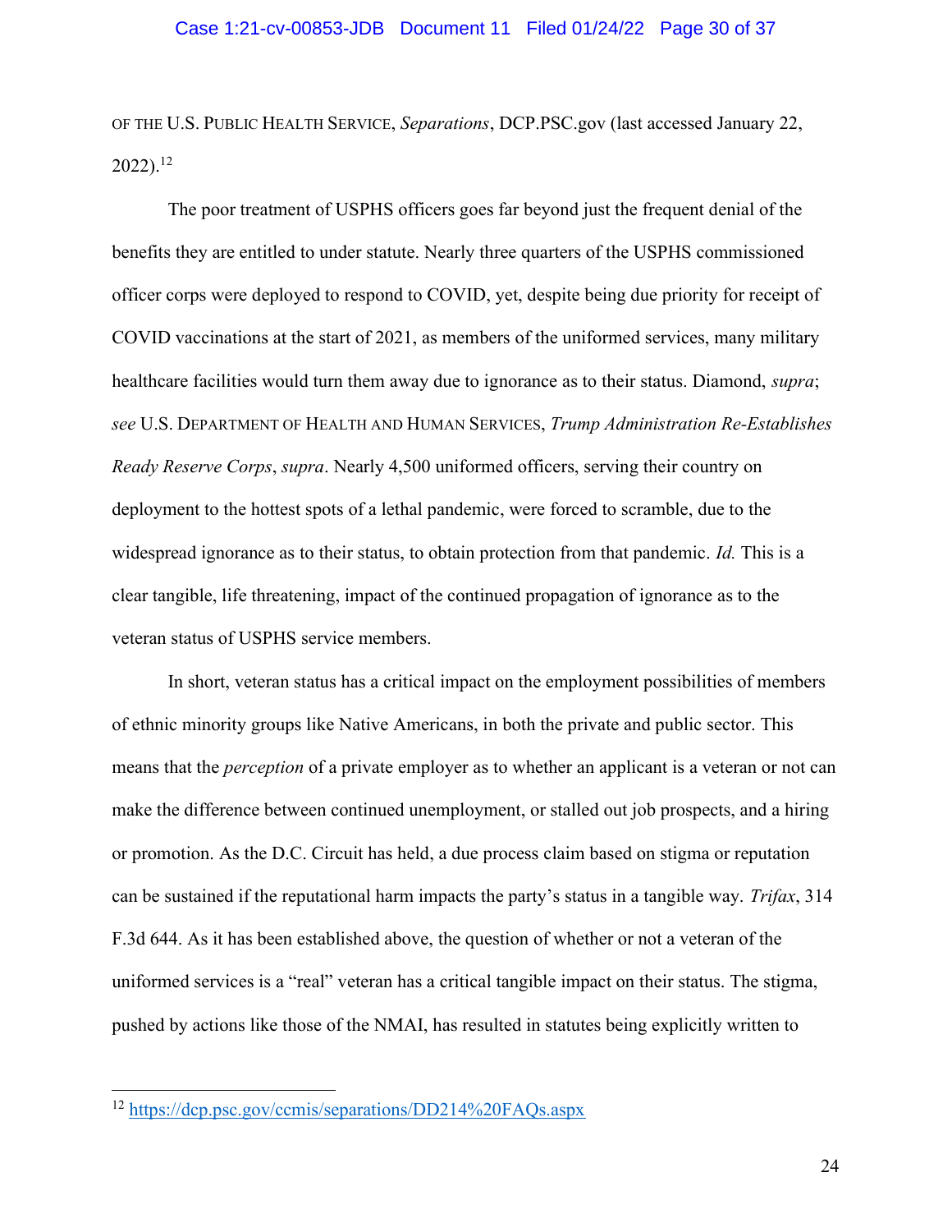OF THE U.S. PUBLIC HEALTH SERVICE, *Separations*, DCP.PSC.gov (last accessed January 22, 2022).[12]

The poor treatment of USPHS officers goes far beyond just the frequent denial of the benefits they are entitled to under statute. Nearly three quarters of the USPHS commissioned officer corps were deployed to respond to COVID, yet, despite being due priority for receipt of COVID vaccinations at the start of 2021, as members of the uniformed services, many military healthcare facilities would turn them away due to ignorance as to their status. Diamond, *supra*; *see* U.S. DEPARTMENT OF HEALTH AND HUMAN SERVICES, *Trump Administration Re-Establishes Ready Reserve Corps*, *supra*. Nearly 4,500 uniformed officers, serving their country on deployment to the hottest spots of a lethal pandemic, were forced to scramble, due to the widespread ignorance as to their status, to obtain protection from that pandemic. *Id.* This is a clear tangible, life threatening, impact of the continued propagation of ignorance as to the veteran status of USPHS service members.

In short, veteran status has a critical impact on the employment possibilities of members of ethnic minority groups like Native Americans, in both the private and public sector. This means that the *perception* of a private employer as to whether an applicant is a veteran or not can make the difference between continued unemployment, or stalled out job prospects, and a hiring or promotion. As the D.C. Circuit has held, a due process claim based on stigma or reputation can be sustained if the reputational harm impacts the party's status in a tangible way. *Trifax*, 314 F.3d 644. As it has been established above, the question of whether or not a veteran of the uniformed services is a "real" veteran has a critical tangible impact on their status. The stigma, pushed by actions like those of the NMAI, has resulted in statutes being explicitly written to

---

[12] https://dcp.psc.gov/ccmis/separations/DD214%20FAQs.aspx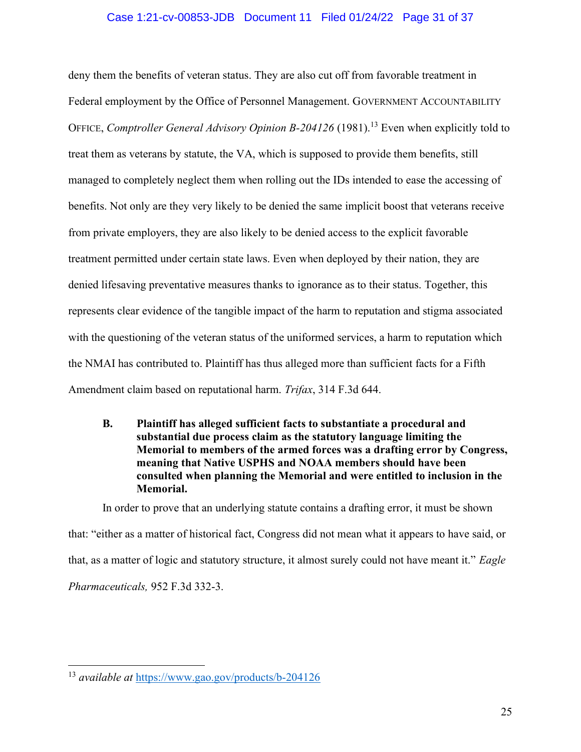deny them the benefits of veteran status. They are also cut off from favorable treatment in Federal employment by the Office of Personnel Management. GOVERNMENT ACCOUNTABILITY OFFICE, *Comptroller General Advisory Opinion B-204126* (1981).[13] Even when explicitly told to treat them as veterans by statute, the VA, which is supposed to provide them benefits, still managed to completely neglect them when rolling out the IDs intended to ease the accessing of benefits. Not only are they very likely to be denied the same implicit boost that veterans receive from private employers, they are also likely to be denied access to the explicit favorable treatment permitted under certain state laws. Even when deployed by their nation, they are denied lifesaving preventative measures thanks to ignorance as to their status. Together, this represents clear evidence of the tangible impact of the harm to reputation and stigma associated with the questioning of the veteran status of the uniformed services, a harm to reputation which the NMAI has contributed to. Plaintiff has thus alleged more than sufficient facts for a Fifth Amendment claim based on reputational harm. *Trifax*, 314 F.3d 644.

### B. Plaintiff has alleged sufficient facts to substantiate a procedural and substantial due process claim as the statutory language limiting the Memorial to members of the armed forces was a drafting error by Congress, meaning that Native USPHS and NOAA members should have been consulted when planning the Memorial and were entitled to inclusion in the Memorial.

In order to prove that an underlying statute contains a drafting error, it must be shown that: "either as a matter of historical fact, Congress did not mean what it appears to have said, or that, as a matter of logic and statutory structure, it almost surely could not have meant it." *Eagle Pharmaceuticals,* 952 F.3d 332-3.

---

[13] *available at* https://www.gao.gov/products/b-204126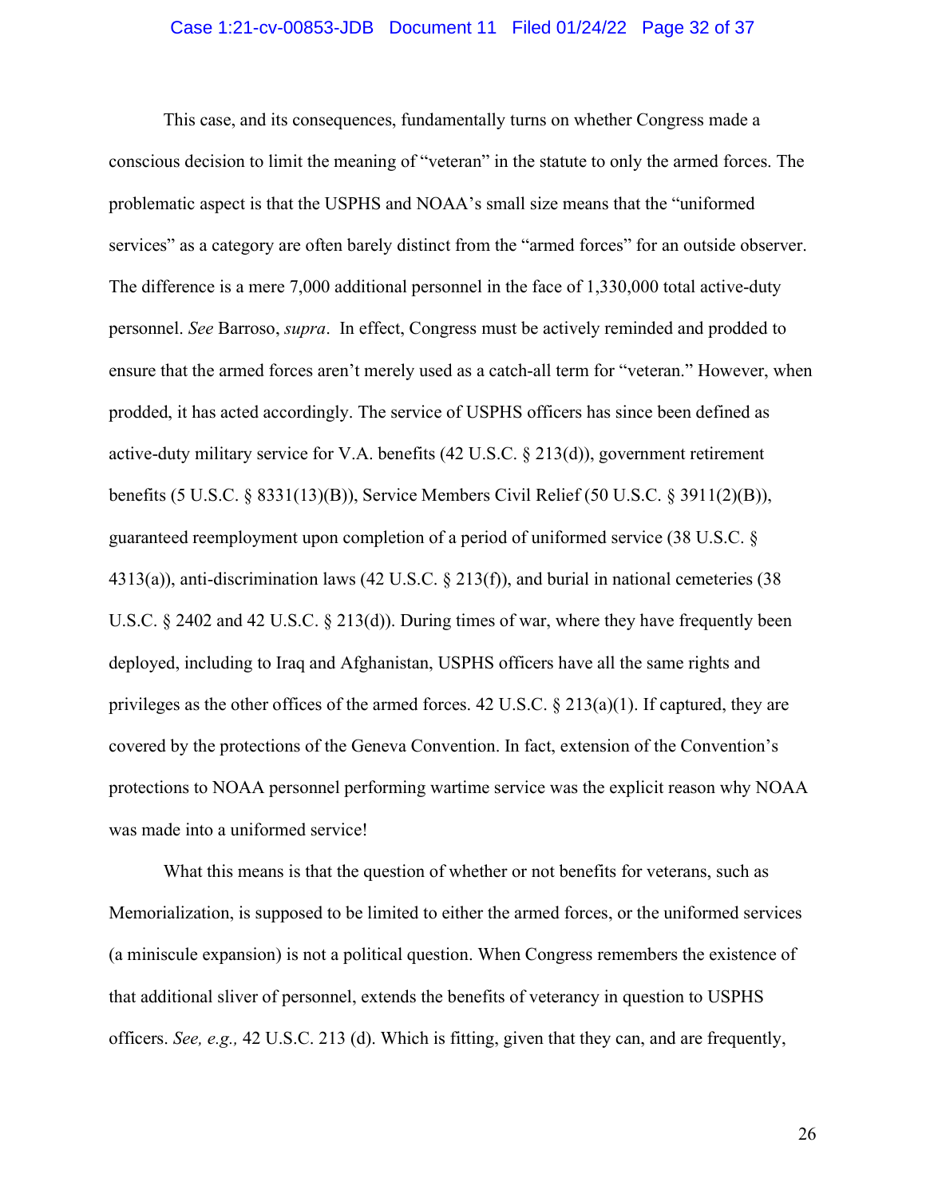This case, and its consequences, fundamentally turns on whether Congress made a conscious decision to limit the meaning of "veteran" in the statute to only the armed forces. The problematic aspect is that the USPHS and NOAA's small size means that the "uniformed services" as a category are often barely distinct from the "armed forces" for an outside observer. The difference is a mere 7,000 additional personnel in the face of 1,330,000 total active-duty personnel. *See* Barroso, *supra*. In effect, Congress must be actively reminded and prodded to ensure that the armed forces aren't merely used as a catch-all term for "veteran." However, when prodded, it has acted accordingly. The service of USPHS officers has since been defined as active-duty military service for V.A. benefits (42 U.S.C. § 213(d)), government retirement benefits (5 U.S.C. § 8331(13)(B)), Service Members Civil Relief (50 U.S.C. § 3911(2)(B)), guaranteed reemployment upon completion of a period of uniformed service (38 U.S.C. § 4313(a)), anti-discrimination laws (42 U.S.C. § 213(f)), and burial in national cemeteries (38 U.S.C. § 2402 and 42 U.S.C. § 213(d)). During times of war, where they have frequently been deployed, including to Iraq and Afghanistan, USPHS officers have all the same rights and privileges as the other offices of the armed forces. 42 U.S.C. § 213(a)(1). If captured, they are covered by the protections of the Geneva Convention. In fact, extension of the Convention's protections to NOAA personnel performing wartime service was the explicit reason why NOAA was made into a uniformed service!

What this means is that the question of whether or not benefits for veterans, such as Memorialization, is supposed to be limited to either the armed forces, or the uniformed services (a miniscule expansion) is not a political question. When Congress remembers the existence of that additional sliver of personnel, extends the benefits of veterancy in question to USPHS officers. *See, e.g.,* 42 U.S.C. 213 (d). Which is fitting, given that they can, and are frequently,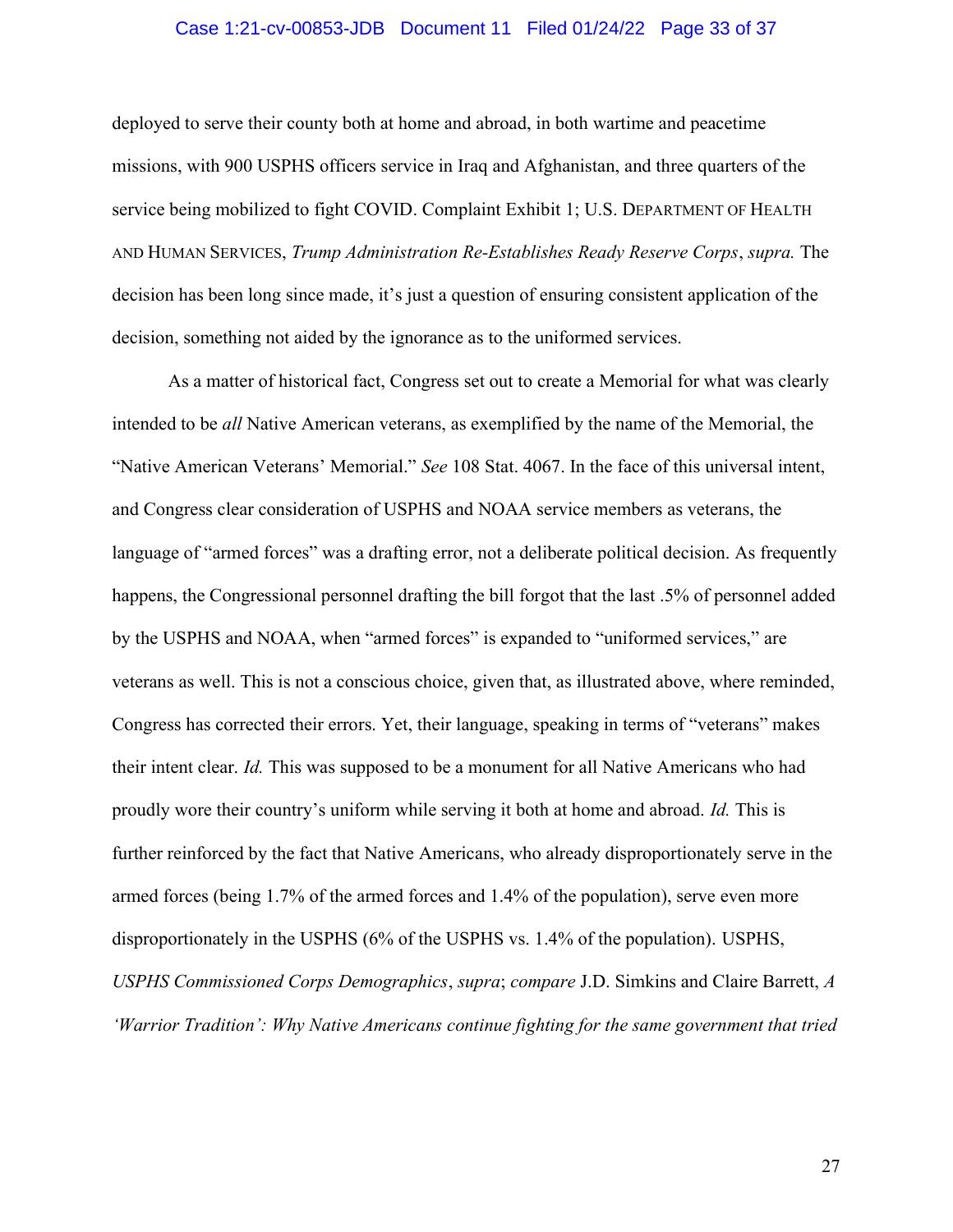deployed to serve their county both at home and abroad, in both wartime and peacetime missions, with 900 USPHS officers service in Iraq and Afghanistan, and three quarters of the service being mobilized to fight COVID. Complaint Exhibit 1; U.S. DEPARTMENT OF HEALTH AND HUMAN SERVICES, *Trump Administration Re-Establishes Ready Reserve Corps*, *supra.* The decision has been long since made, it's just a question of ensuring consistent application of the decision, something not aided by the ignorance as to the uniformed services.

As a matter of historical fact, Congress set out to create a Memorial for what was clearly intended to be *all* Native American veterans, as exemplified by the name of the Memorial, the "Native American Veterans' Memorial." *See* 108 Stat. 4067. In the face of this universal intent, and Congress clear consideration of USPHS and NOAA service members as veterans, the language of "armed forces" was a drafting error, not a deliberate political decision. As frequently happens, the Congressional personnel drafting the bill forgot that the last .5% of personnel added by the USPHS and NOAA, when "armed forces" is expanded to "uniformed services," are veterans as well. This is not a conscious choice, given that, as illustrated above, where reminded, Congress has corrected their errors. Yet, their language, speaking in terms of "veterans" makes their intent clear. *Id.* This was supposed to be a monument for all Native Americans who had proudly wore their country's uniform while serving it both at home and abroad. *Id.* This is further reinforced by the fact that Native Americans, who already disproportionately serve in the armed forces (being 1.7% of the armed forces and 1.4% of the population), serve even more disproportionately in the USPHS (6% of the USPHS vs. 1.4% of the population). USPHS, *USPHS Commissioned Corps Demographics*, *supra*; *compare* J.D. Simkins and Claire Barrett, *A 'Warrior Tradition': Why Native Americans continue fighting for the same government that tried*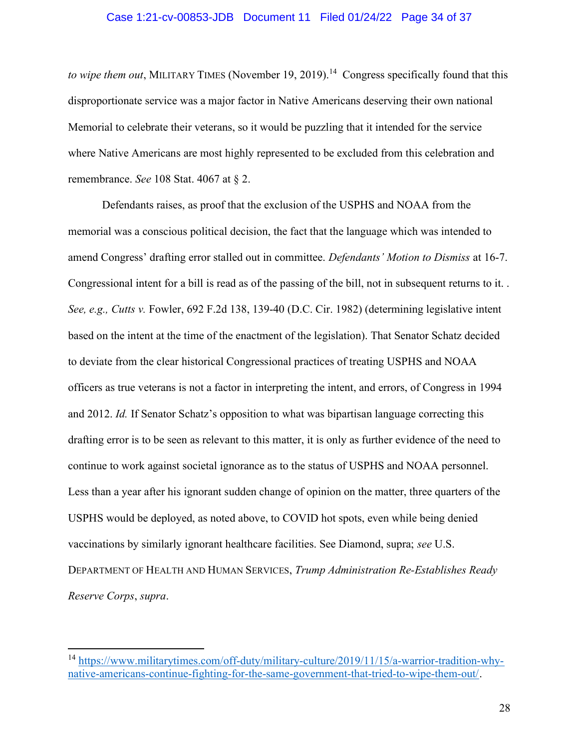*to wipe them out*, MILITARY TIMES (November 19, 2019).[14] Congress specifically found that this disproportionate service was a major factor in Native Americans deserving their own national Memorial to celebrate their veterans, so it would be puzzling that it intended for the service where Native Americans are most highly represented to be excluded from this celebration and remembrance. *See* 108 Stat. 4067 at § 2.

Defendants raises, as proof that the exclusion of the USPHS and NOAA from the memorial was a conscious political decision, the fact that the language which was intended to amend Congress' drafting error stalled out in committee. *Defendants' Motion to Dismiss* at 16-7. Congressional intent for a bill is read as of the passing of the bill, not in subsequent returns to it. . *See, e.g., Cutts v.* Fowler, 692 F.2d 138, 139-40 (D.C. Cir. 1982) (determining legislative intent based on the intent at the time of the enactment of the legislation). That Senator Schatz decided to deviate from the clear historical Congressional practices of treating USPHS and NOAA officers as true veterans is not a factor in interpreting the intent, and errors, of Congress in 1994 and 2012. *Id.* If Senator Schatz's opposition to what was bipartisan language correcting this drafting error is to be seen as relevant to this matter, it is only as further evidence of the need to continue to work against societal ignorance as to the status of USPHS and NOAA personnel. Less than a year after his ignorant sudden change of opinion on the matter, three quarters of the USPHS would be deployed, as noted above, to COVID hot spots, even while being denied vaccinations by similarly ignorant healthcare facilities. See Diamond, supra; *see* U.S. DEPARTMENT OF HEALTH AND HUMAN SERVICES, *Trump Administration Re-Establishes Ready Reserve Corps*, *supra*.

---

[14] https://www.militarytimes.com/off-duty/military-culture/2019/11/15/a-warrior-tradition-why-native-americans-continue-fighting-for-the-same-government-that-tried-to-wipe-them-out/.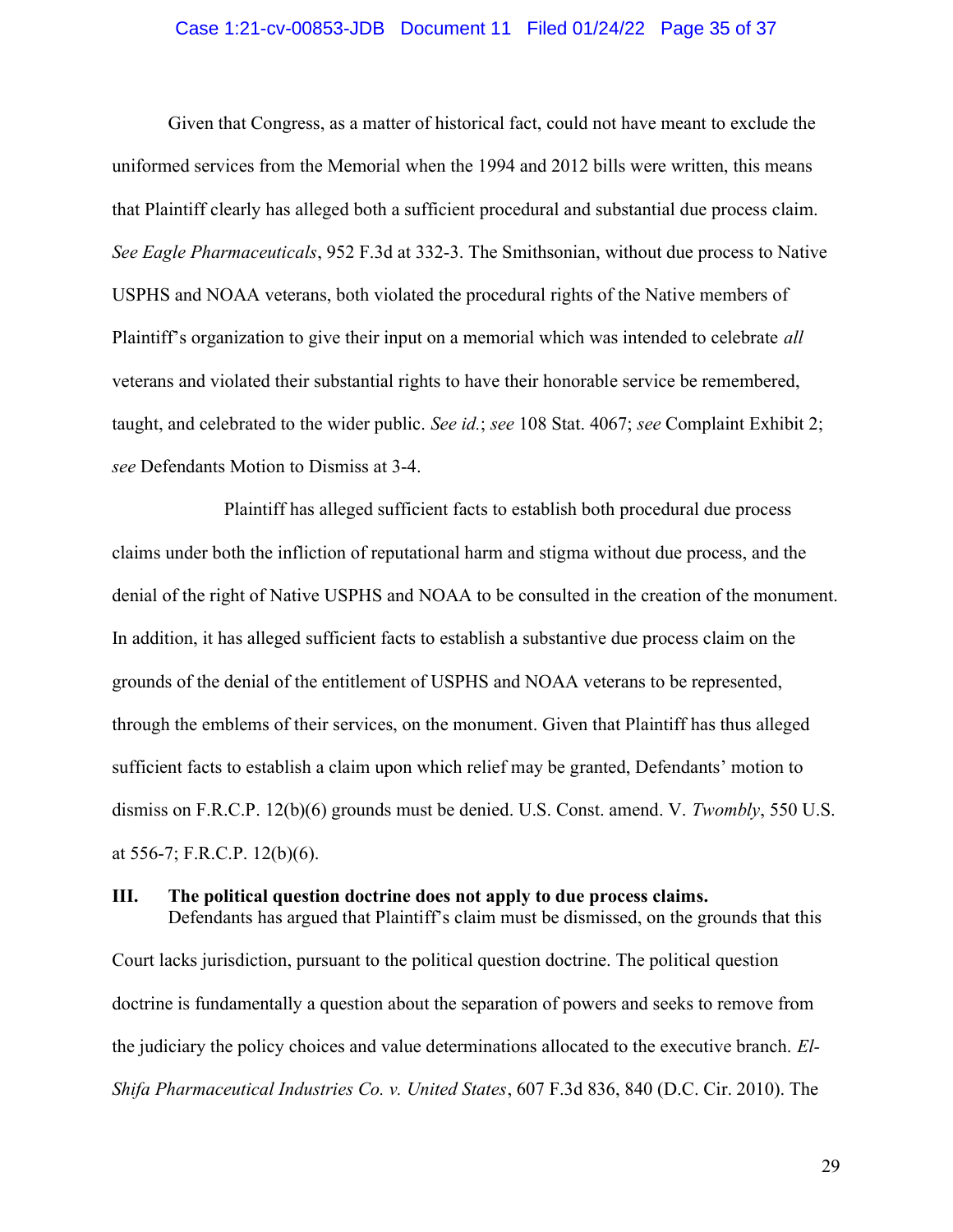Given that Congress, as a matter of historical fact, could not have meant to exclude the uniformed services from the Memorial when the 1994 and 2012 bills were written, this means that Plaintiff clearly has alleged both a sufficient procedural and substantial due process claim. *See Eagle Pharmaceuticals*, 952 F.3d at 332-3. The Smithsonian, without due process to Native USPHS and NOAA veterans, both violated the procedural rights of the Native members of Plaintiff's organization to give their input on a memorial which was intended to celebrate *all* veterans and violated their substantial rights to have their honorable service be remembered, taught, and celebrated to the wider public. *See id.*; *see* 108 Stat. 4067; *see* Complaint Exhibit 2; *see* Defendants Motion to Dismiss at 3-4.

Plaintiff has alleged sufficient facts to establish both procedural due process claims under both the infliction of reputational harm and stigma without due process, and the denial of the right of Native USPHS and NOAA to be consulted in the creation of the monument. In addition, it has alleged sufficient facts to establish a substantive due process claim on the grounds of the denial of the entitlement of USPHS and NOAA veterans to be represented, through the emblems of their services, on the monument. Given that Plaintiff has thus alleged sufficient facts to establish a claim upon which relief may be granted, Defendants' motion to dismiss on F.R.C.P. 12(b)(6) grounds must be denied. U.S. Const. amend. V. *Twombly*, 550 U.S. at 556-7; F.R.C.P. 12(b)(6).

## III. The political question doctrine does not apply to due process claims.

Defendants has argued that Plaintiff's claim must be dismissed, on the grounds that this Court lacks jurisdiction, pursuant to the political question doctrine. The political question doctrine is fundamentally a question about the separation of powers and seeks to remove from the judiciary the policy choices and value determinations allocated to the executive branch. *El-Shifa Pharmaceutical Industries Co. v. United States*, 607 F.3d 836, 840 (D.C. Cir. 2010). The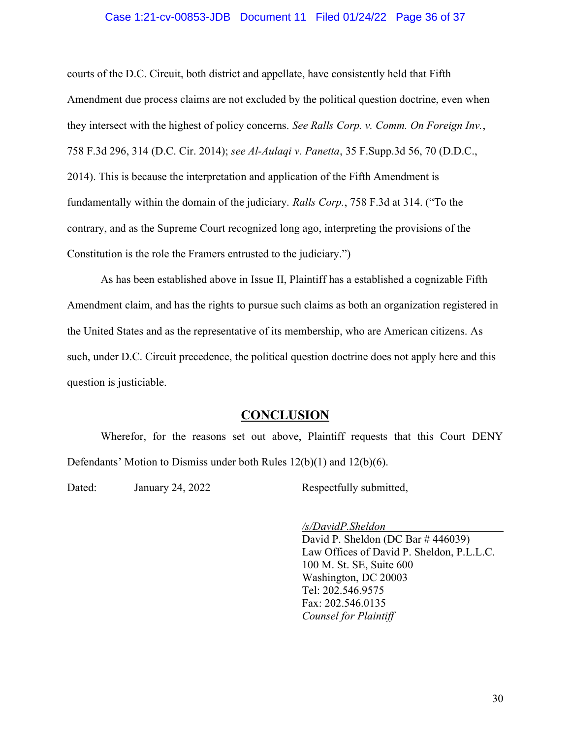courts of the D.C. Circuit, both district and appellate, have consistently held that Fifth Amendment due process claims are not excluded by the political question doctrine, even when they intersect with the highest of policy concerns. *See Ralls Corp. v. Comm. On Foreign Inv.*, 758 F.3d 296, 314 (D.C. Cir. 2014); *see Al-Aulaqi v. Panetta*, 35 F.Supp.3d 56, 70 (D.D.C., 2014). This is because the interpretation and application of the Fifth Amendment is fundamentally within the domain of the judiciary. *Ralls Corp.*, 758 F.3d at 314. ("To the contrary, and as the Supreme Court recognized long ago, interpreting the provisions of the Constitution is the role the Framers entrusted to the judiciary.")

As has been established above in Issue II, Plaintiff has a established a cognizable Fifth Amendment claim, and has the rights to pursue such claims as both an organization registered in the United States and as the representative of its membership, who are American citizens. As such, under D.C. Circuit precedence, the political question doctrine does not apply here and this question is justiciable.

## CONCLUSION

Wherefor, for the reasons set out above, Plaintiff requests that this Court DENY Defendants' Motion to Dismiss under both Rules 12(b)(1) and 12(b)(6).

Dated: January 24, 2022

Respectfully submitted,

*/s/DavidP.Sheldon*
David P. Sheldon (DC Bar # 446039)
Law Offices of David P. Sheldon, P.L.L.C.
100 M. St. SE, Suite 600
Washington, DC 20003
Tel: 202.546.9575
Fax: 202.546.0135
*Counsel for Plaintiff*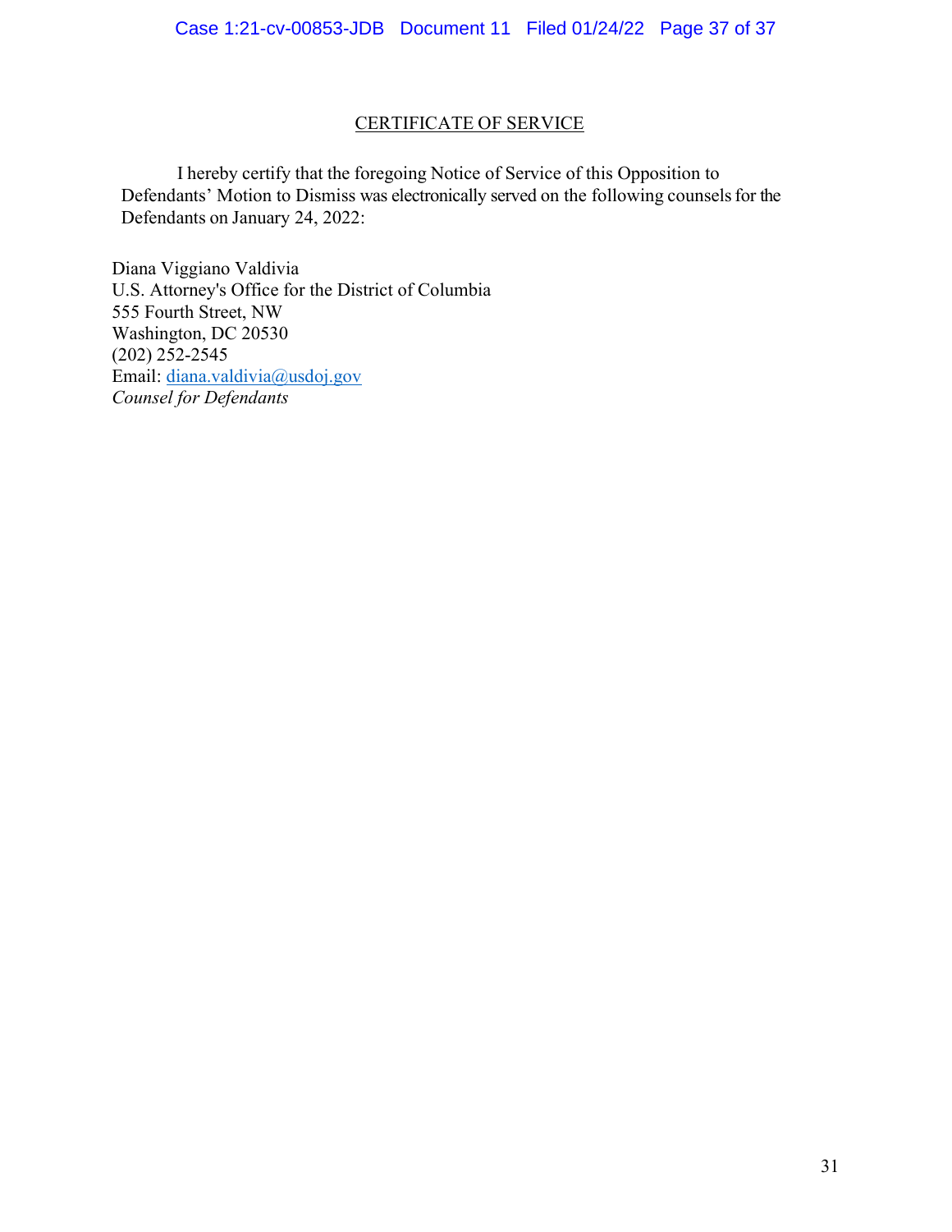## CERTIFICATE OF SERVICE

I hereby certify that the foregoing Notice of Service of this Opposition to Defendants' Motion to Dismiss was electronically served on the following counsels for the Defendants on January 24, 2022:

Diana Viggiano Valdivia  
U.S. Attorney's Office for the District of Columbia  
555 Fourth Street, NW  
Washington, DC 20530  
(202) 252-2545  
Email: diana.valdivia@usdoj.gov  
*Counsel for Defendants*